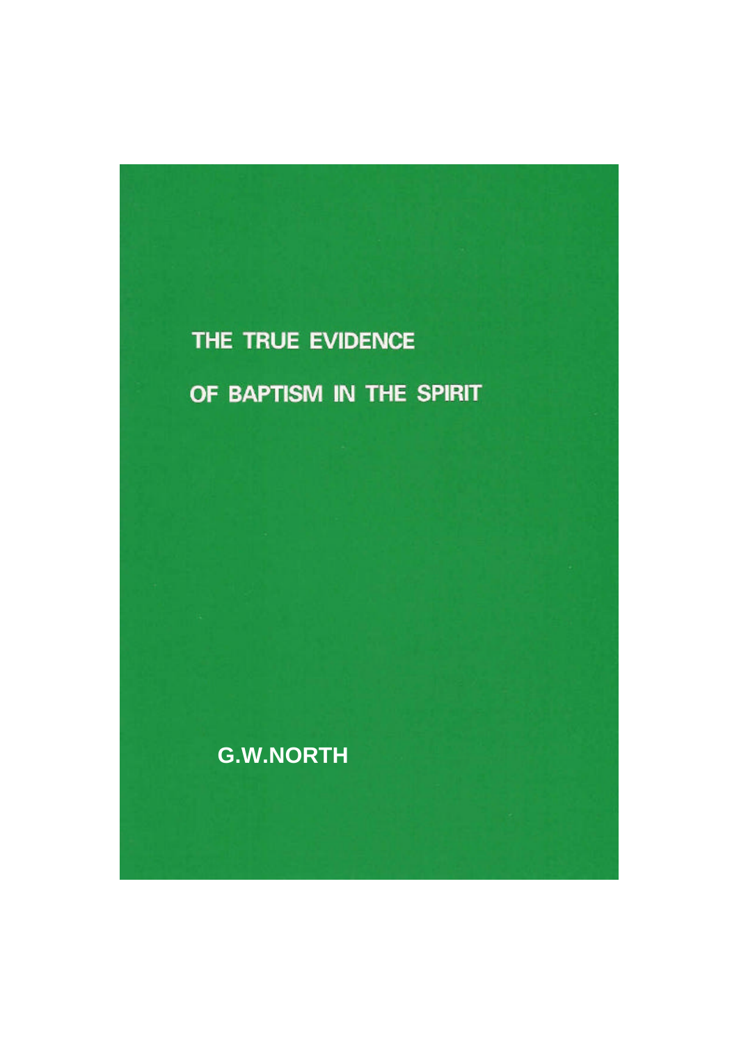# THE TRUE EVIDENCE OF BAPTISM IN THE SPIRIT

**G.W.NORTH**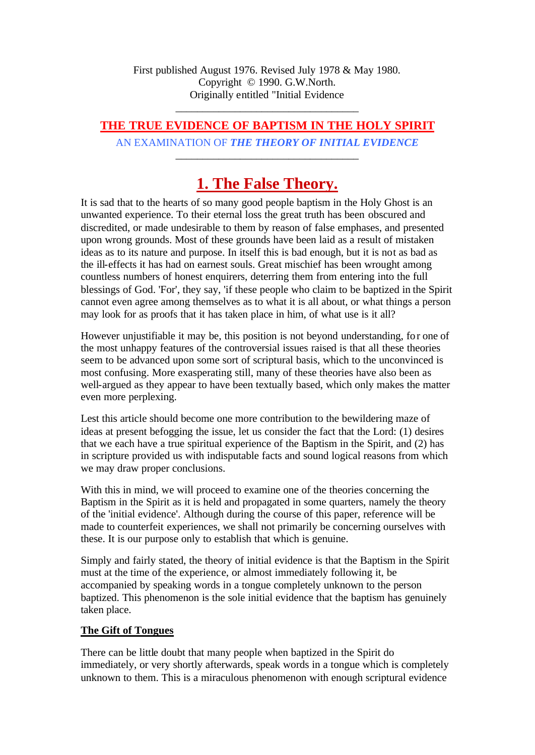First published August 1976. Revised July 1978 & May 1980.
Copyright © 1990. G.W.North.
Originally entitled "Initial Evidence

---

# THE TRUE EVIDENCE OF BAPTISM IN THE HOLY SPIRIT

AN EXAMINATION OF ***THE THEORY OF INITIAL EVIDENCE***

---

## 1. The False Theory.

It is sad that to the hearts of so many good people baptism in the Holy Ghost is an unwanted experience. To their eternal loss the great truth has been obscured and discredited, or made undesirable to them by reason of false emphases, and presented upon wrong grounds. Most of these grounds have been laid as a result of mistaken ideas as to its nature and purpose. In itself this is bad enough, but it is not as bad as the ill-effects it has had on earnest souls. Great mischief has been wrought among countless numbers of honest enquirers, deterring them from entering into the full blessings of God. 'For', they say, 'if these people who claim to be baptized in the Spirit cannot even agree among themselves as to what it is all about, or what things a person may look for as proofs that it has taken place in him, of what use is it all?

However unjustifiable it may be, this position is not beyond understanding, for one of the most unhappy features of the controversial issues raised is that all these theories seem to be advanced upon some sort of scriptural basis, which to the unconvinced is most confusing. More exasperating still, many of these theories have also been as well-argued as they appear to have been textually based, which only makes the matter even more perplexing.

Lest this article should become one more contribution to the bewildering maze of ideas at present befogging the issue, let us consider the fact that the Lord: (1) desires that we each have a true spiritual experience of the Baptism in the Spirit, and (2) has in scripture provided us with indisputable facts and sound logical reasons from which we may draw proper conclusions.

With this in mind, we will proceed to examine one of the theories concerning the Baptism in the Spirit as it is held and propagated in some quarters, namely the theory of the 'initial evidence'. Although during the course of this paper, reference will be made to counterfeit experiences, we shall not primarily be concerning ourselves with these. It is our purpose only to establish that which is genuine.

Simply and fairly stated, the theory of initial evidence is that the Baptism in the Spirit must at the time of the experience, or almost immediately following it, be accompanied by speaking words in a tongue completely unknown to the person baptized. This phenomenon is the sole initial evidence that the baptism has genuinely taken place.

### The Gift of Tongues

There can be little doubt that many people when baptized in the Spirit do immediately, or very shortly afterwards, speak words in a tongue which is completely unknown to them. This is a miraculous phenomenon with enough scriptural evidence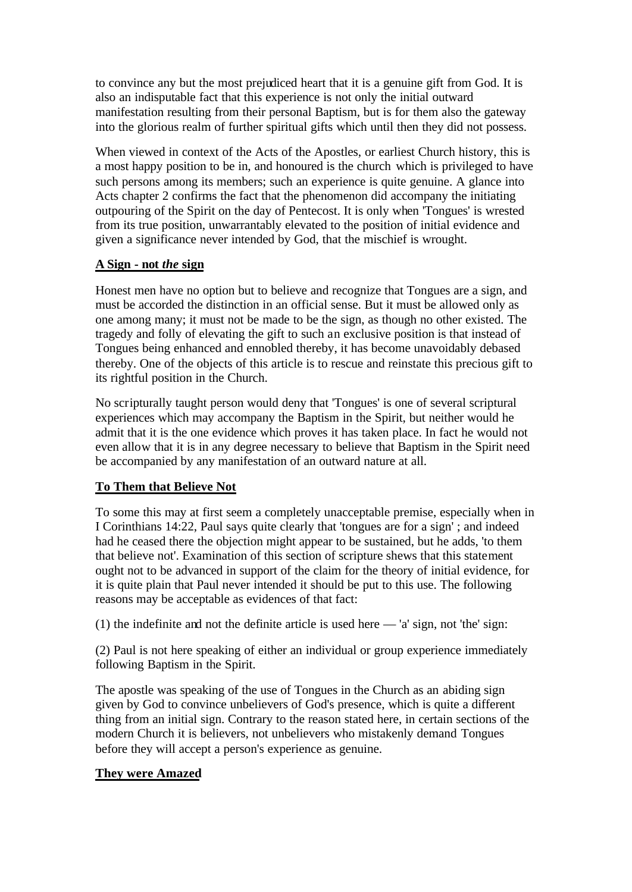to convince any but the most prejudiced heart that it is a genuine gift from God. It is also an indisputable fact that this experience is not only the initial outward manifestation resulting from their personal Baptism, but is for them also the gateway into the glorious realm of further spiritual gifts which until then they did not possess.

When viewed in context of the Acts of the Apostles, or earliest Church history, this is a most happy position to be in, and honoured is the church which is privileged to have such persons among its members; such an experience is quite genuine. A glance into Acts chapter 2 confirms the fact that the phenomenon did accompany the initiating outpouring of the Spirit on the day of Pentecost. It is only when 'Tongues' is wrested from its true position, unwarrantably elevated to the position of initial evidence and given a significance never intended by God, that the mischief is wrought.

## A Sign - not *the* sign

Honest men have no option but to believe and recognize that Tongues are a sign, and must be accorded the distinction in an official sense. But it must be allowed only as one among many; it must not be made to be the sign, as though no other existed. The tragedy and folly of elevating the gift to such an exclusive position is that instead of Tongues being enhanced and ennobled thereby, it has become unavoidably debased thereby. One of the objects of this article is to rescue and reinstate this precious gift to its rightful position in the Church.

No scripturally taught person would deny that 'Tongues' is one of several scriptural experiences which may accompany the Baptism in the Spirit, but neither would he admit that it is the one evidence which proves it has taken place. In fact he would not even allow that it is in any degree necessary to believe that Baptism in the Spirit need be accompanied by any manifestation of an outward nature at all.

## To Them that Believe Not

To some this may at first seem a completely unacceptable premise, especially when in I Corinthians 14:22, Paul says quite clearly that 'tongues are for a sign' ; and indeed had he ceased there the objection might appear to be sustained, but he adds, 'to them that believe not'. Examination of this section of scripture shews that this statement ought not to be advanced in support of the claim for the theory of initial evidence, for it is quite plain that Paul never intended it should be put to this use. The following reasons may be acceptable as evidences of that fact:

(1) the indefinite and not the definite article is used here — 'a' sign, not 'the' sign:

(2) Paul is not here speaking of either an individual or group experience immediately following Baptism in the Spirit.

The apostle was speaking of the use of Tongues in the Church as an abiding sign given by God to convince unbelievers of God's presence, which is quite a different thing from an initial sign. Contrary to the reason stated here, in certain sections of the modern Church it is believers, not unbelievers who mistakenly demand Tongues before they will accept a person's experience as genuine.

## They were Amazed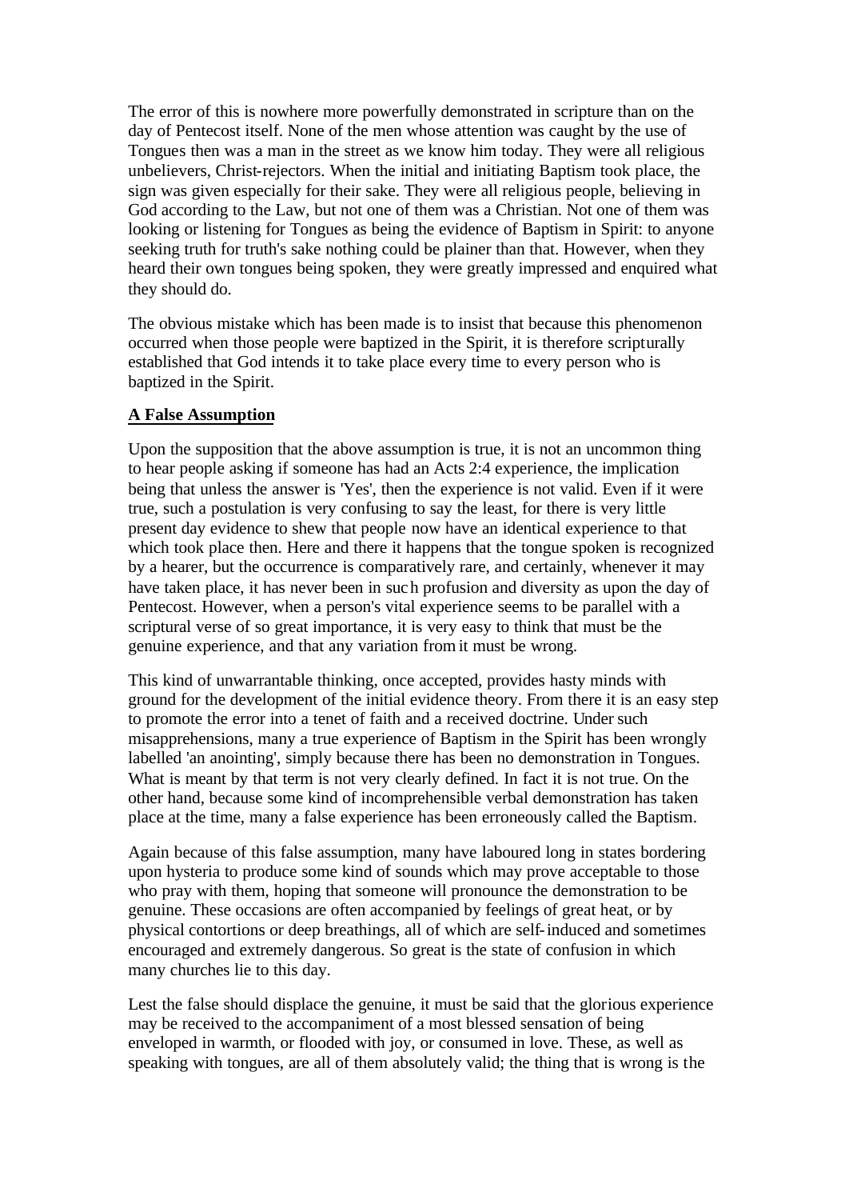The error of this is nowhere more powerfully demonstrated in scripture than on the day of Pentecost itself. None of the men whose attention was caught by the use of Tongues then was a man in the street as we know him today. They were all religious unbelievers, Christ-rejectors. When the initial and initiating Baptism took place, the sign was given especially for their sake. They were all religious people, believing in God according to the Law, but not one of them was a Christian. Not one of them was looking or listening for Tongues as being the evidence of Baptism in Spirit: to anyone seeking truth for truth's sake nothing could be plainer than that. However, when they heard their own tongues being spoken, they were greatly impressed and enquired what they should do.

The obvious mistake which has been made is to insist that because this phenomenon occurred when those people were baptized in the Spirit, it is therefore scripturally established that God intends it to take place every time to every person who is baptized in the Spirit.

**A False Assumption**

Upon the supposition that the above assumption is true, it is not an uncommon thing to hear people asking if someone has had an Acts 2:4 experience, the implication being that unless the answer is 'Yes', then the experience is not valid. Even if it were true, such a postulation is very confusing to say the least, for there is very little present day evidence to shew that people now have an identical experience to that which took place then. Here and there it happens that the tongue spoken is recognized by a hearer, but the occurrence is comparatively rare, and certainly, whenever it may have taken place, it has never been in such profusion and diversity as upon the day of Pentecost. However, when a person's vital experience seems to be parallel with a scriptural verse of so great importance, it is very easy to think that must be the genuine experience, and that any variation from it must be wrong.

This kind of unwarrantable thinking, once accepted, provides hasty minds with ground for the development of the initial evidence theory. From there it is an easy step to promote the error into a tenet of faith and a received doctrine. Under such misapprehensions, many a true experience of Baptism in the Spirit has been wrongly labelled 'an anointing', simply because there has been no demonstration in Tongues. What is meant by that term is not very clearly defined. In fact it is not true. On the other hand, because some kind of incomprehensible verbal demonstration has taken place at the time, many a false experience has been erroneously called the Baptism.

Again because of this false assumption, many have laboured long in states bordering upon hysteria to produce some kind of sounds which may prove acceptable to those who pray with them, hoping that someone will pronounce the demonstration to be genuine. These occasions are often accompanied by feelings of great heat, or by physical contortions or deep breathings, all of which are self-induced and sometimes encouraged and extremely dangerous. So great is the state of confusion in which many churches lie to this day.

Lest the false should displace the genuine, it must be said that the glorious experience may be received to the accompaniment of a most blessed sensation of being enveloped in warmth, or flooded with joy, or consumed in love. These, as well as speaking with tongues, are all of them absolutely valid; the thing that is wrong is the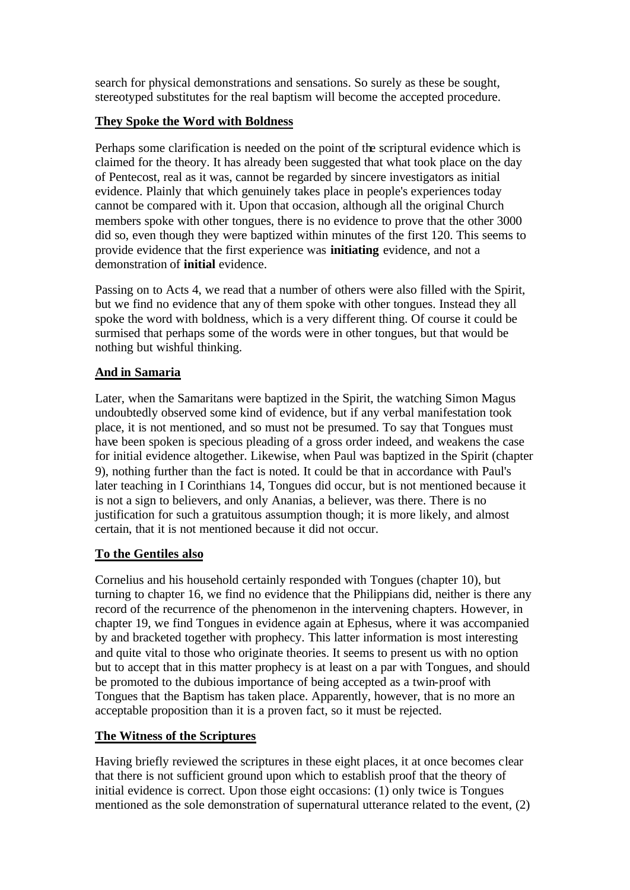search for physical demonstrations and sensations. So surely as these be sought, stereotyped substitutes for the real baptism will become the accepted procedure.

## They Spoke the Word with Boldness

Perhaps some clarification is needed on the point of the scriptural evidence which is claimed for the theory. It has already been suggested that what took place on the day of Pentecost, real as it was, cannot be regarded by sincere investigators as initial evidence. Plainly that which genuinely takes place in people's experiences today cannot be compared with it. Upon that occasion, although all the original Church members spoke with other tongues, there is no evidence to prove that the other 3000 did so, even though they were baptized within minutes of the first 120. This seems to provide evidence that the first experience was **initiating** evidence, and not a demonstration of **initial** evidence.

Passing on to Acts 4, we read that a number of others were also filled with the Spirit, but we find no evidence that any of them spoke with other tongues. Instead they all spoke the word with boldness, which is a very different thing. Of course it could be surmised that perhaps some of the words were in other tongues, but that would be nothing but wishful thinking.

## And in Samaria

Later, when the Samaritans were baptized in the Spirit, the watching Simon Magus undoubtedly observed some kind of evidence, but if any verbal manifestation took place, it is not mentioned, and so must not be presumed. To say that Tongues must have been spoken is specious pleading of a gross order indeed, and weakens the case for initial evidence altogether. Likewise, when Paul was baptized in the Spirit (chapter 9), nothing further than the fact is noted. It could be that in accordance with Paul's later teaching in I Corinthians 14, Tongues did occur, but is not mentioned because it is not a sign to believers, and only Ananias, a believer, was there. There is no justification for such a gratuitous assumption though; it is more likely, and almost certain, that it is not mentioned because it did not occur.

## To the Gentiles also

Cornelius and his household certainly responded with Tongues (chapter 10), but turning to chapter 16, we find no evidence that the Philippians did, neither is there any record of the recurrence of the phenomenon in the intervening chapters. However, in chapter 19, we find Tongues in evidence again at Ephesus, where it was accompanied by and bracketed together with prophecy. This latter information is most interesting and quite vital to those who originate theories. It seems to present us with no option but to accept that in this matter prophecy is at least on a par with Tongues, and should be promoted to the dubious importance of being accepted as a twin-proof with Tongues that the Baptism has taken place. Apparently, however, that is no more an acceptable proposition than it is a proven fact, so it must be rejected.

## The Witness of the Scriptures

Having briefly reviewed the scriptures in these eight places, it at once becomes clear that there is not sufficient ground upon which to establish proof that the theory of initial evidence is correct. Upon those eight occasions: (1) only twice is Tongues mentioned as the sole demonstration of supernatural utterance related to the event, (2)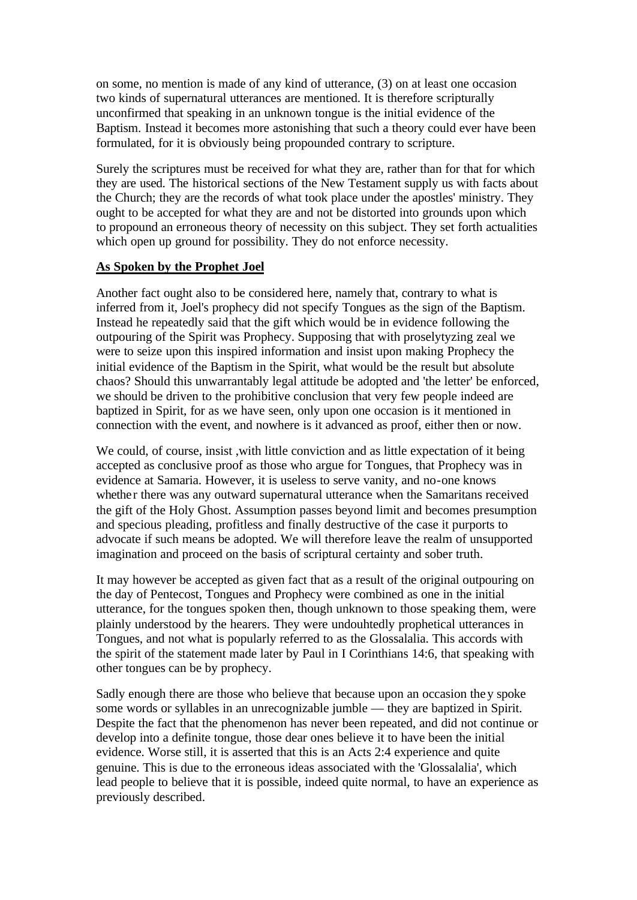on some, no mention is made of any kind of utterance, (3) on at least one occasion two kinds of supernatural utterances are mentioned. It is therefore scripturally unconfirmed that speaking in an unknown tongue is the initial evidence of the Baptism. Instead it becomes more astonishing that such a theory could ever have been formulated, for it is obviously being propounded contrary to scripture.

Surely the scriptures must be received for what they are, rather than for that for which they are used. The historical sections of the New Testament supply us with facts about the Church; they are the records of what took place under the apostles' ministry. They ought to be accepted for what they are and not be distorted into grounds upon which to propound an erroneous theory of necessity on this subject. They set forth actualities which open up ground for possibility. They do not enforce necessity.

**As Spoken by the Prophet Joel**

Another fact ought also to be considered here, namely that, contrary to what is inferred from it, Joel's prophecy did not specify Tongues as the sign of the Baptism. Instead he repeatedly said that the gift which would be in evidence following the outpouring of the Spirit was Prophecy. Supposing that with proselytyzing zeal we were to seize upon this inspired information and insist upon making Prophecy the initial evidence of the Baptism in the Spirit, what would be the result but absolute chaos? Should this unwarrantably legal attitude be adopted and 'the letter' be enforced, we should be driven to the prohibitive conclusion that very few people indeed are baptized in Spirit, for as we have seen, only upon one occasion is it mentioned in connection with the event, and nowhere is it advanced as proof, either then or now.

We could, of course, insist ,with little conviction and as little expectation of it being accepted as conclusive proof as those who argue for Tongues, that Prophecy was in evidence at Samaria. However, it is useless to serve vanity, and no-one knows whether there was any outward supernatural utterance when the Samaritans received the gift of the Holy Ghost. Assumption passes beyond limit and becomes presumption and specious pleading, profitless and finally destructive of the case it purports to advocate if such means be adopted. We will therefore leave the realm of unsupported imagination and proceed on the basis of scriptural certainty and sober truth.

It may however be accepted as given fact that as a result of the original outpouring on the day of Pentecost, Tongues and Prophecy were combined as one in the initial utterance, for the tongues spoken then, though unknown to those speaking them, were plainly understood by the hearers. They were undouhtedly prophetical utterances in Tongues, and not what is popularly referred to as the Glossalalia. This accords with the spirit of the statement made later by Paul in I Corinthians 14:6, that speaking with other tongues can be by prophecy.

Sadly enough there are those who believe that because upon an occasion they spoke some words or syllables in an unrecognizable jumble — they are baptized in Spirit. Despite the fact that the phenomenon has never been repeated, and did not continue or develop into a definite tongue, those dear ones believe it to have been the initial evidence. Worse still, it is asserted that this is an Acts 2:4 experience and quite genuine. This is due to the erroneous ideas associated with the 'Glossalalia', which lead people to believe that it is possible, indeed quite normal, to have an experience as previously described.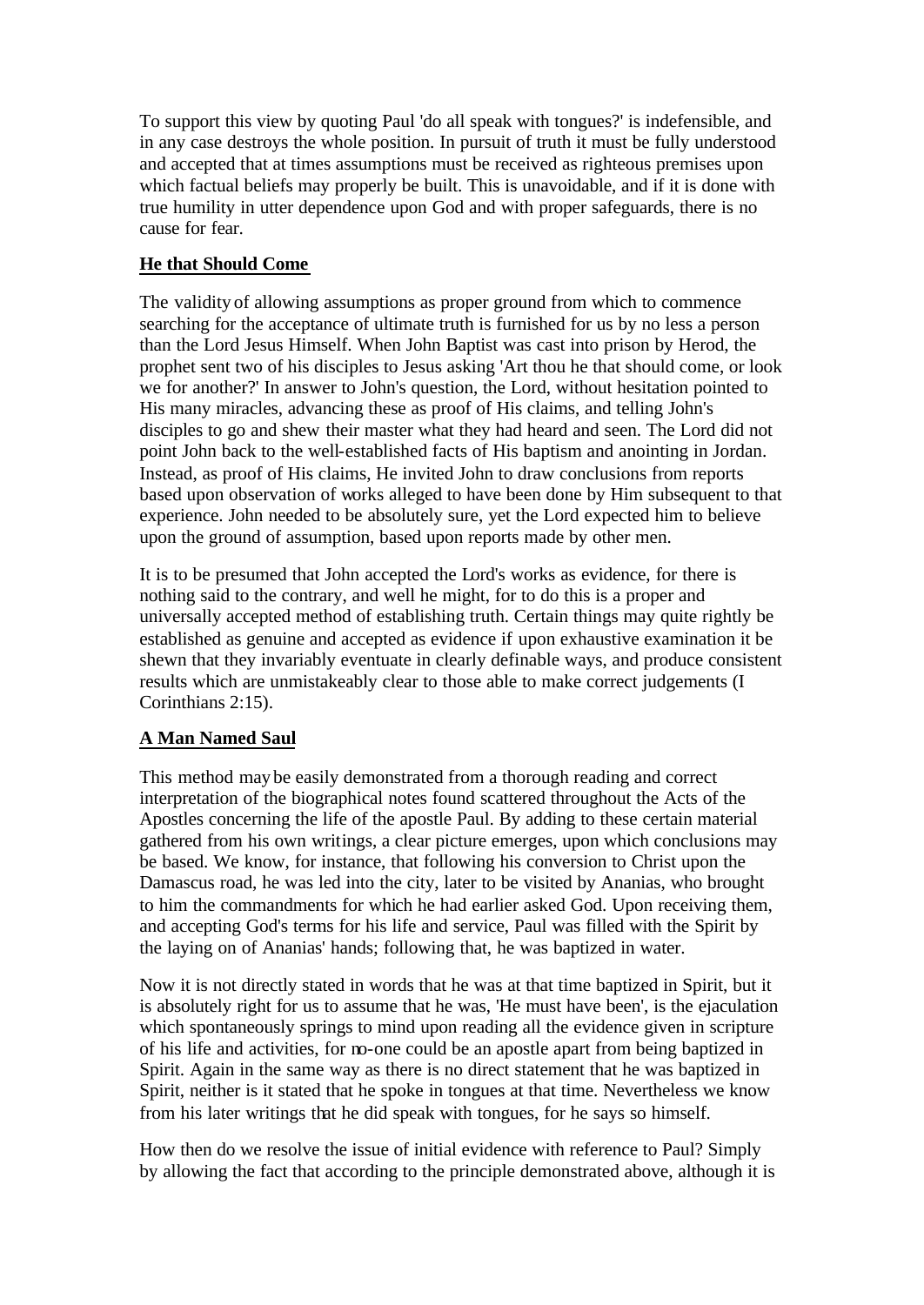To support this view by quoting Paul 'do all speak with tongues?' is indefensible, and in any case destroys the whole position. In pursuit of truth it must be fully understood and accepted that at times assumptions must be received as righteous premises upon which factual beliefs may properly be built. This is unavoidable, and if it is done with true humility in utter dependence upon God and with proper safeguards, there is no cause for fear.

**He that Should Come**

The validity of allowing assumptions as proper ground from which to commence searching for the acceptance of ultimate truth is furnished for us by no less a person than the Lord Jesus Himself. When John Baptist was cast into prison by Herod, the prophet sent two of his disciples to Jesus asking 'Art thou he that should come, or look we for another?' In answer to John's question, the Lord, without hesitation pointed to His many miracles, advancing these as proof of His claims, and telling John's disciples to go and shew their master what they had heard and seen. The Lord did not point John back to the well-established facts of His baptism and anointing in Jordan. Instead, as proof of His claims, He invited John to draw conclusions from reports based upon observation of works alleged to have been done by Him subsequent to that experience. John needed to be absolutely sure, yet the Lord expected him to believe upon the ground of assumption, based upon reports made by other men.

It is to be presumed that John accepted the Lord's works as evidence, for there is nothing said to the contrary, and well he might, for to do this is a proper and universally accepted method of establishing truth. Certain things may quite rightly be established as genuine and accepted as evidence if upon exhaustive examination it be shewn that they invariably eventuate in clearly definable ways, and produce consistent results which are unmistakeably clear to those able to make correct judgements (I Corinthians 2:15).

**A Man Named Saul**

This method may be easily demonstrated from a thorough reading and correct interpretation of the biographical notes found scattered throughout the Acts of the Apostles concerning the life of the apostle Paul. By adding to these certain material gathered from his own writings, a clear picture emerges, upon which conclusions may be based. We know, for instance, that following his conversion to Christ upon the Damascus road, he was led into the city, later to be visited by Ananias, who brought to him the commandments for which he had earlier asked God. Upon receiving them, and accepting God's terms for his life and service, Paul was filled with the Spirit by the laying on of Ananias' hands; following that, he was baptized in water.

Now it is not directly stated in words that he was at that time baptized in Spirit, but it is absolutely right for us to assume that he was, 'He must have been', is the ejaculation which spontaneously springs to mind upon reading all the evidence given in scripture of his life and activities, for no-one could be an apostle apart from being baptized in Spirit. Again in the same way as there is no direct statement that he was baptized in Spirit, neither is it stated that he spoke in tongues at that time. Nevertheless we know from his later writings that he did speak with tongues, for he says so himself.

How then do we resolve the issue of initial evidence with reference to Paul? Simply by allowing the fact that according to the principle demonstrated above, although it is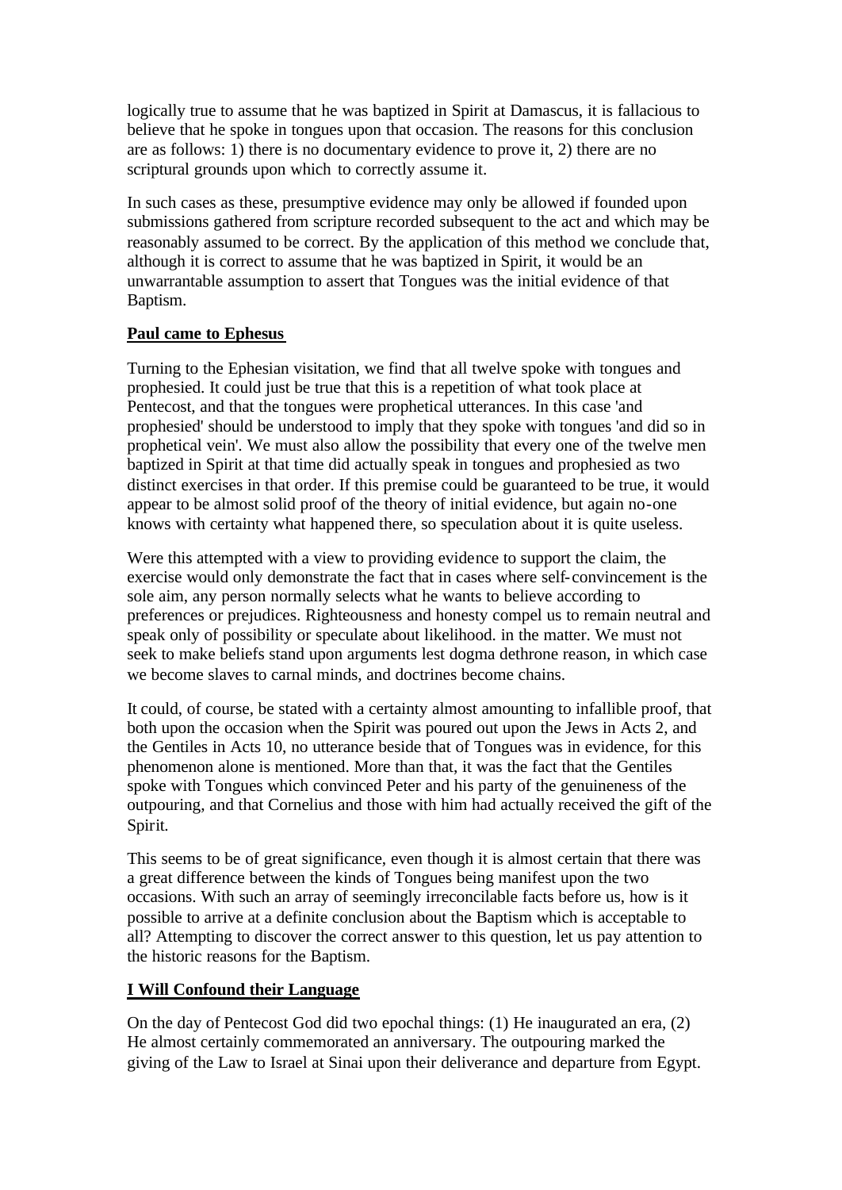logically true to assume that he was baptized in Spirit at Damascus, it is fallacious to believe that he spoke in tongues upon that occasion. The reasons for this conclusion are as follows: 1) there is no documentary evidence to prove it, 2) there are no scriptural grounds upon which to correctly assume it.

In such cases as these, presumptive evidence may only be allowed if founded upon submissions gathered from scripture recorded subsequent to the act and which may be reasonably assumed to be correct. By the application of this method we conclude that, although it is correct to assume that he was baptized in Spirit, it would be an unwarrantable assumption to assert that Tongues was the initial evidence of that Baptism.

**Paul came to Ephesus**

Turning to the Ephesian visitation, we find that all twelve spoke with tongues and prophesied. It could just be true that this is a repetition of what took place at Pentecost, and that the tongues were prophetical utterances. In this case 'and prophesied' should be understood to imply that they spoke with tongues 'and did so in prophetical vein'. We must also allow the possibility that every one of the twelve men baptized in Spirit at that time did actually speak in tongues and prophesied as two distinct exercises in that order. If this premise could be guaranteed to be true, it would appear to be almost solid proof of the theory of initial evidence, but again no-one knows with certainty what happened there, so speculation about it is quite useless.

Were this attempted with a view to providing evidence to support the claim, the exercise would only demonstrate the fact that in cases where self-convincement is the sole aim, any person normally selects what he wants to believe according to preferences or prejudices. Righteousness and honesty compel us to remain neutral and speak only of possibility or speculate about likelihood. in the matter. We must not seek to make beliefs stand upon arguments lest dogma dethrone reason, in which case we become slaves to carnal minds, and doctrines become chains.

It could, of course, be stated with a certainty almost amounting to infallible proof, that both upon the occasion when the Spirit was poured out upon the Jews in Acts 2, and the Gentiles in Acts 10, no utterance beside that of Tongues was in evidence, for this phenomenon alone is mentioned. More than that, it was the fact that the Gentiles spoke with Tongues which convinced Peter and his party of the genuineness of the outpouring, and that Cornelius and those with him had actually received the gift of the Spirit.

This seems to be of great significance, even though it is almost certain that there was a great difference between the kinds of Tongues being manifest upon the two occasions. With such an array of seemingly irreconcilable facts before us, how is it possible to arrive at a definite conclusion about the Baptism which is acceptable to all? Attempting to discover the correct answer to this question, let us pay attention to the historic reasons for the Baptism.

**I Will Confound their Language**

On the day of Pentecost God did two epochal things: (1) He inaugurated an era, (2) He almost certainly commemorated an anniversary. The outpouring marked the giving of the Law to Israel at Sinai upon their deliverance and departure from Egypt.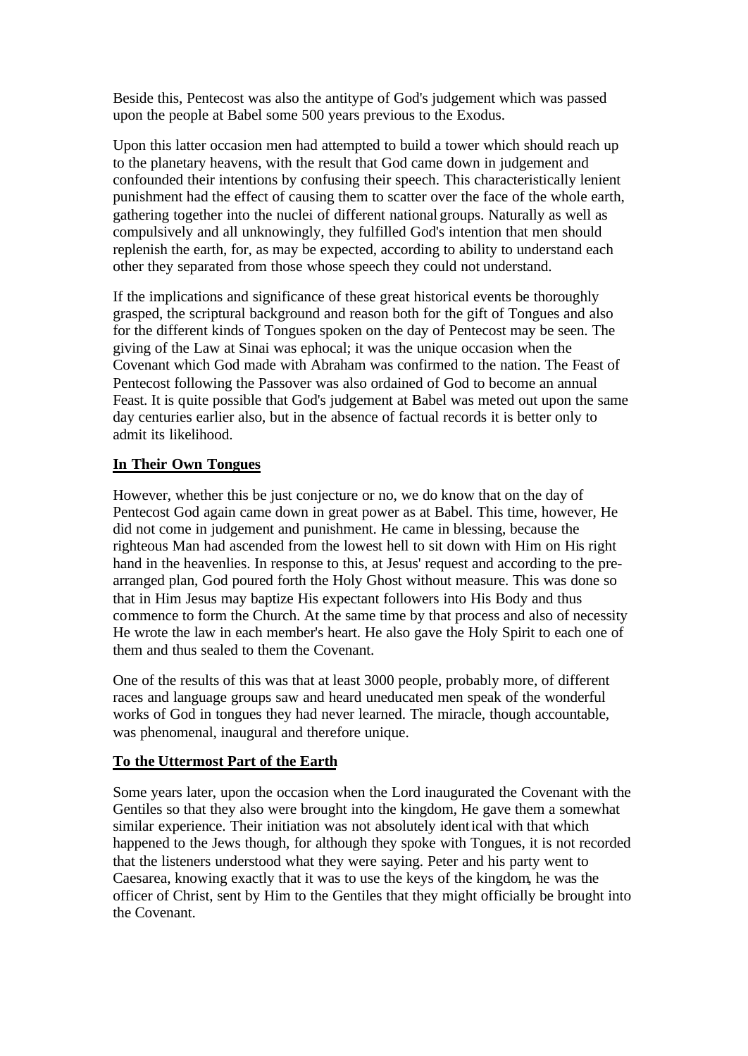Beside this, Pentecost was also the antitype of God's judgement which was passed upon the people at Babel some 500 years previous to the Exodus.

Upon this latter occasion men had attempted to build a tower which should reach up to the planetary heavens, with the result that God came down in judgement and confounded their intentions by confusing their speech. This characteristically lenient punishment had the effect of causing them to scatter over the face of the whole earth, gathering together into the nuclei of different national groups. Naturally as well as compulsively and all unknowingly, they fulfilled God's intention that men should replenish the earth, for, as may be expected, according to ability to understand each other they separated from those whose speech they could not understand.

If the implications and significance of these great historical events be thoroughly grasped, the scriptural background and reason both for the gift of Tongues and also for the different kinds of Tongues spoken on the day of Pentecost may be seen. The giving of the Law at Sinai was ephocal; it was the unique occasion when the Covenant which God made with Abraham was confirmed to the nation. The Feast of Pentecost following the Passover was also ordained of God to become an annual Feast. It is quite possible that God's judgement at Babel was meted out upon the same day centuries earlier also, but in the absence of factual records it is better only to admit its likelihood.

**In Their Own Tongues**

However, whether this be just conjecture or no, we do know that on the day of Pentecost God again came down in great power as at Babel. This time, however, He did not come in judgement and punishment. He came in blessing, because the righteous Man had ascended from the lowest hell to sit down with Him on His right hand in the heavenlies. In response to this, at Jesus' request and according to the pre-arranged plan, God poured forth the Holy Ghost without measure. This was done so that in Him Jesus may baptize His expectant followers into His Body and thus commence to form the Church. At the same time by that process and also of necessity He wrote the law in each member's heart. He also gave the Holy Spirit to each one of them and thus sealed to them the Covenant.

One of the results of this was that at least 3000 people, probably more, of different races and language groups saw and heard uneducated men speak of the wonderful works of God in tongues they had never learned. The miracle, though accountable, was phenomenal, inaugural and therefore unique.

**To the Uttermost Part of the Earth**

Some years later, upon the occasion when the Lord inaugurated the Covenant with the Gentiles so that they also were brought into the kingdom, He gave them a somewhat similar experience. Their initiation was not absolutely identical with that which happened to the Jews though, for although they spoke with Tongues, it is not recorded that the listeners understood what they were saying. Peter and his party went to Caesarea, knowing exactly that it was to use the keys of the kingdom, he was the officer of Christ, sent by Him to the Gentiles that they might officially be brought into the Covenant.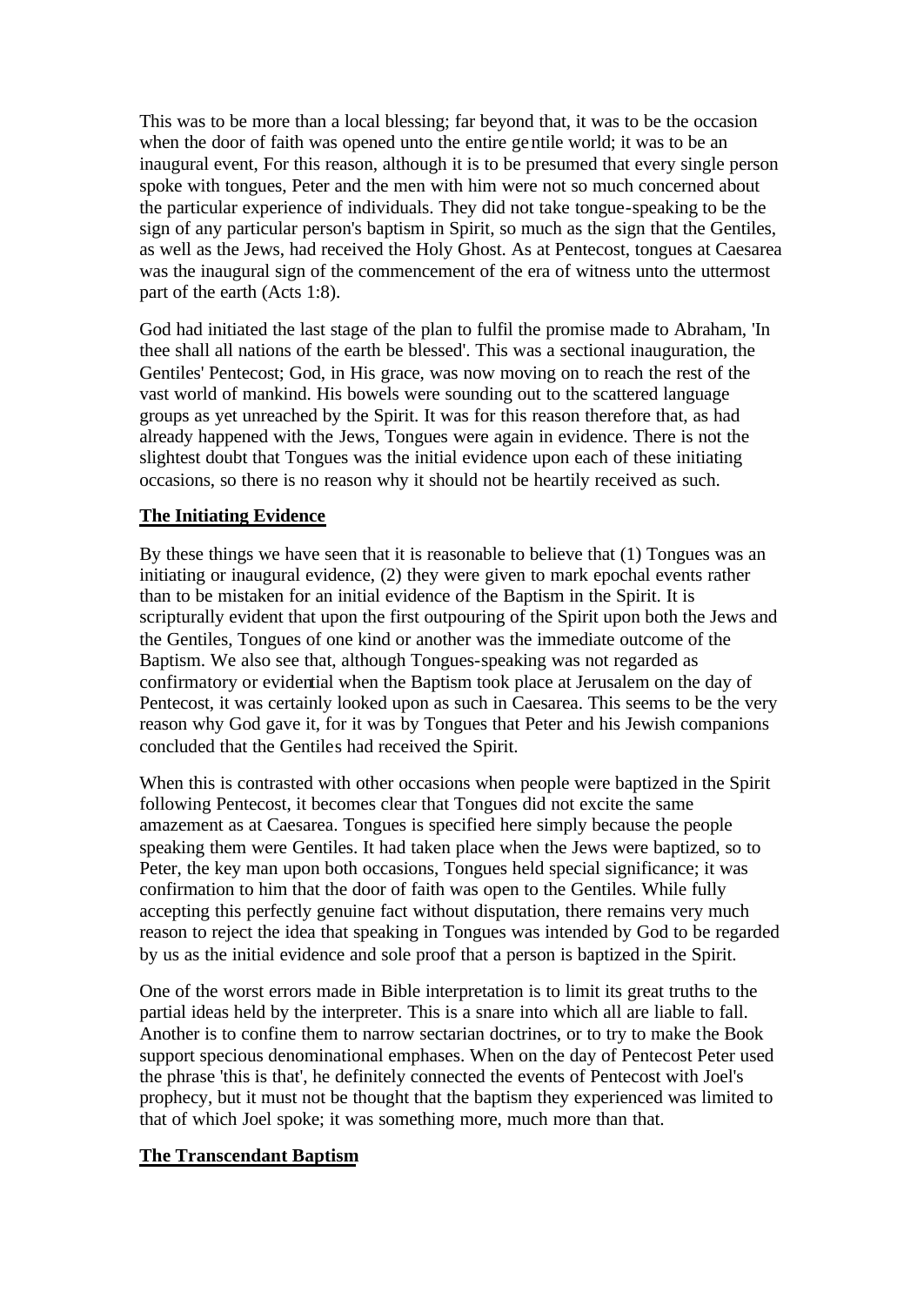This was to be more than a local blessing; far beyond that, it was to be the occasion when the door of faith was opened unto the entire gentile world; it was to be an inaugural event, For this reason, although it is to be presumed that every single person spoke with tongues, Peter and the men with him were not so much concerned about the particular experience of individuals. They did not take tongue-speaking to be the sign of any particular person's baptism in Spirit, so much as the sign that the Gentiles, as well as the Jews, had received the Holy Ghost. As at Pentecost, tongues at Caesarea was the inaugural sign of the commencement of the era of witness unto the uttermost part of the earth (Acts 1:8).

God had initiated the last stage of the plan to fulfil the promise made to Abraham, 'In thee shall all nations of the earth be blessed'. This was a sectional inauguration, the Gentiles' Pentecost; God, in His grace, was now moving on to reach the rest of the vast world of mankind. His bowels were sounding out to the scattered language groups as yet unreached by the Spirit. It was for this reason therefore that, as had already happened with the Jews, Tongues were again in evidence. There is not the slightest doubt that Tongues was the initial evidence upon each of these initiating occasions, so there is no reason why it should not be heartily received as such.

## The Initiating Evidence

By these things we have seen that it is reasonable to believe that (1) Tongues was an initiating or inaugural evidence, (2) they were given to mark epochal events rather than to be mistaken for an initial evidence of the Baptism in the Spirit. It is scripturally evident that upon the first outpouring of the Spirit upon both the Jews and the Gentiles, Tongues of one kind or another was the immediate outcome of the Baptism. We also see that, although Tongues-speaking was not regarded as confirmatory or evidential when the Baptism took place at Jerusalem on the day of Pentecost, it was certainly looked upon as such in Caesarea. This seems to be the very reason why God gave it, for it was by Tongues that Peter and his Jewish companions concluded that the Gentiles had received the Spirit.

When this is contrasted with other occasions when people were baptized in the Spirit following Pentecost, it becomes clear that Tongues did not excite the same amazement as at Caesarea. Tongues is specified here simply because the people speaking them were Gentiles. It had taken place when the Jews were baptized, so to Peter, the key man upon both occasions, Tongues held special significance; it was confirmation to him that the door of faith was open to the Gentiles. While fully accepting this perfectly genuine fact without disputation, there remains very much reason to reject the idea that speaking in Tongues was intended by God to be regarded by us as the initial evidence and sole proof that a person is baptized in the Spirit.

One of the worst errors made in Bible interpretation is to limit its great truths to the partial ideas held by the interpreter. This is a snare into which all are liable to fall. Another is to confine them to narrow sectarian doctrines, or to try to make the Book support specious denominational emphases. When on the day of Pentecost Peter used the phrase 'this is that', he definitely connected the events of Pentecost with Joel's prophecy, but it must not be thought that the baptism they experienced was limited to that of which Joel spoke; it was something more, much more than that.

## The Transcendant Baptism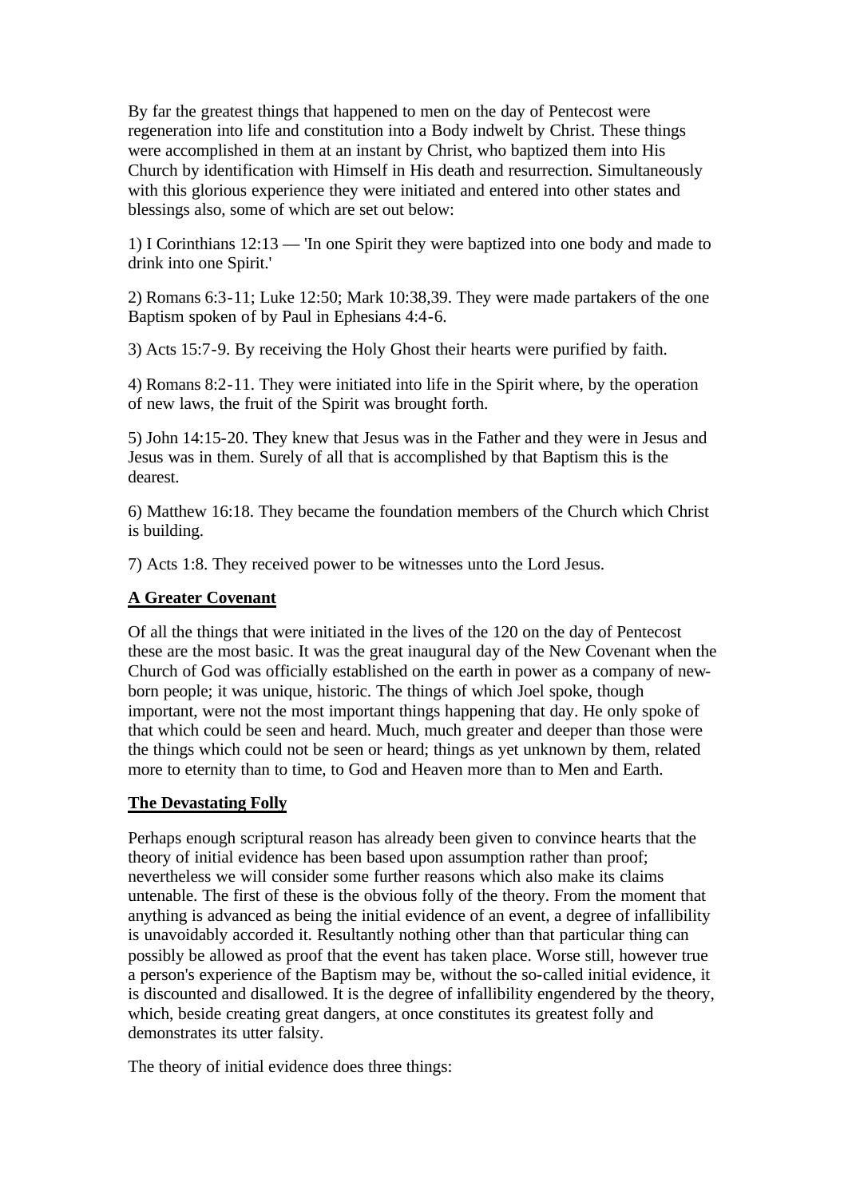By far the greatest things that happened to men on the day of Pentecost were regeneration into life and constitution into a Body indwelt by Christ. These things were accomplished in them at an instant by Christ, who baptized them into His Church by identification with Himself in His death and resurrection. Simultaneously with this glorious experience they were initiated and entered into other states and blessings also, some of which are set out below:

1) I Corinthians 12:13 — 'In one Spirit they were baptized into one body and made to drink into one Spirit.'

2) Romans 6:3-11; Luke 12:50; Mark 10:38,39. They were made partakers of the one Baptism spoken of by Paul in Ephesians 4:4-6.

3) Acts 15:7-9. By receiving the Holy Ghost their hearts were purified by faith.

4) Romans 8:2-11. They were initiated into life in the Spirit where, by the operation of new laws, the fruit of the Spirit was brought forth.

5) John 14:15-20. They knew that Jesus was in the Father and they were in Jesus and Jesus was in them. Surely of all that is accomplished by that Baptism this is the dearest.

6) Matthew 16:18. They became the foundation members of the Church which Christ is building.

7) Acts 1:8. They received power to be witnesses unto the Lord Jesus.

**A Greater Covenant**

Of all the things that were initiated in the lives of the 120 on the day of Pentecost these are the most basic. It was the great inaugural day of the New Covenant when the Church of God was officially established on the earth in power as a company of new-born people; it was unique, historic. The things of which Joel spoke, though important, were not the most important things happening that day. He only spoke of that which could be seen and heard. Much, much greater and deeper than those were the things which could not be seen or heard; things as yet unknown by them, related more to eternity than to time, to God and Heaven more than to Men and Earth.

**The Devastating Folly**

Perhaps enough scriptural reason has already been given to convince hearts that the theory of initial evidence has been based upon assumption rather than proof; nevertheless we will consider some further reasons which also make its claims untenable. The first of these is the obvious folly of the theory. From the moment that anything is advanced as being the initial evidence of an event, a degree of infallibility is unavoidably accorded it. Resultantly nothing other than that particular thing can possibly be allowed as proof that the event has taken place. Worse still, however true a person's experience of the Baptism may be, without the so-called initial evidence, it is discounted and disallowed. It is the degree of infallibility engendered by the theory, which, beside creating great dangers, at once constitutes its greatest folly and demonstrates its utter falsity.

The theory of initial evidence does three things: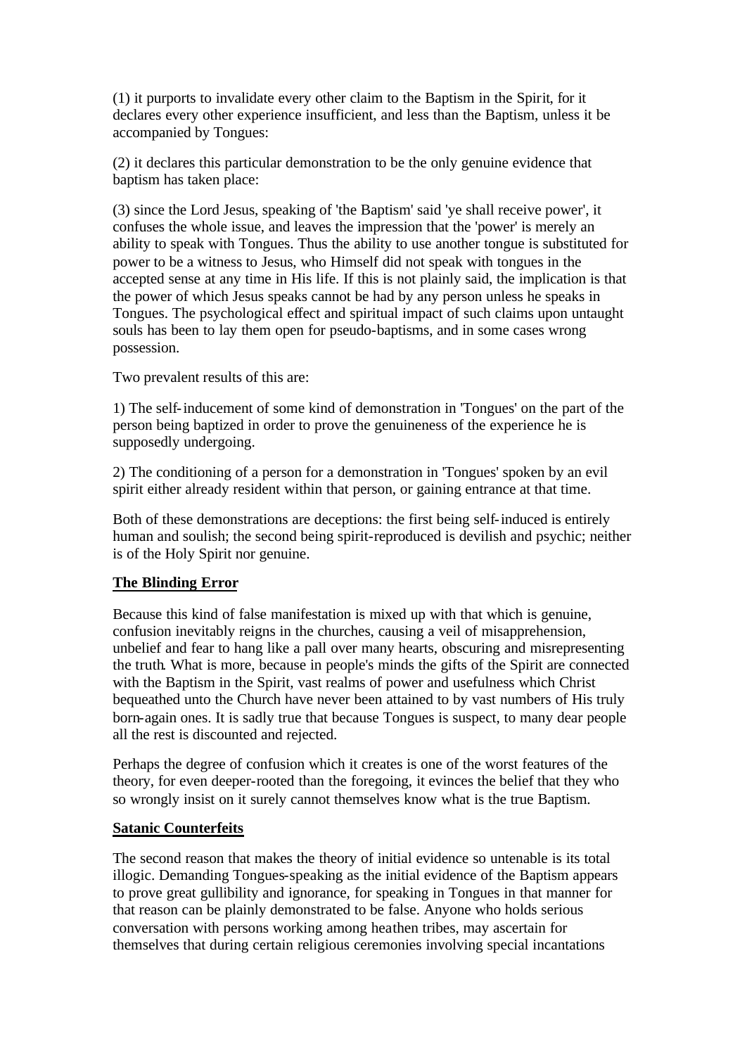(1) it purports to invalidate every other claim to the Baptism in the Spirit, for it declares every other experience insufficient, and less than the Baptism, unless it be accompanied by Tongues:

(2) it declares this particular demonstration to be the only genuine evidence that baptism has taken place:

(3) since the Lord Jesus, speaking of 'the Baptism' said 'ye shall receive power', it confuses the whole issue, and leaves the impression that the 'power' is merely an ability to speak with Tongues. Thus the ability to use another tongue is substituted for power to be a witness to Jesus, who Himself did not speak with tongues in the accepted sense at any time in His life. If this is not plainly said, the implication is that the power of which Jesus speaks cannot be had by any person unless he speaks in Tongues. The psychological effect and spiritual impact of such claims upon untaught souls has been to lay them open for pseudo-baptisms, and in some cases wrong possession.

Two prevalent results of this are:

1) The self-inducement of some kind of demonstration in 'Tongues' on the part of the person being baptized in order to prove the genuineness of the experience he is supposedly undergoing.

2) The conditioning of a person for a demonstration in 'Tongues' spoken by an evil spirit either already resident within that person, or gaining entrance at that time.

Both of these demonstrations are deceptions: the first being self-induced is entirely human and soulish; the second being spirit-reproduced is devilish and psychic; neither is of the Holy Spirit nor genuine.

**The Blinding Error**

Because this kind of false manifestation is mixed up with that which is genuine, confusion inevitably reigns in the churches, causing a veil of misapprehension, unbelief and fear to hang like a pall over many hearts, obscuring and misrepresenting the truth. What is more, because in people's minds the gifts of the Spirit are connected with the Baptism in the Spirit, vast realms of power and usefulness which Christ bequeathed unto the Church have never been attained to by vast numbers of His truly born-again ones. It is sadly true that because Tongues is suspect, to many dear people all the rest is discounted and rejected.

Perhaps the degree of confusion which it creates is one of the worst features of the theory, for even deeper-rooted than the foregoing, it evinces the belief that they who so wrongly insist on it surely cannot themselves know what is the true Baptism.

**Satanic Counterfeits**

The second reason that makes the theory of initial evidence so untenable is its total illogic. Demanding Tongues-speaking as the initial evidence of the Baptism appears to prove great gullibility and ignorance, for speaking in Tongues in that manner for that reason can be plainly demonstrated to be false. Anyone who holds serious conversation with persons working among heathen tribes, may ascertain for themselves that during certain religious ceremonies involving special incantations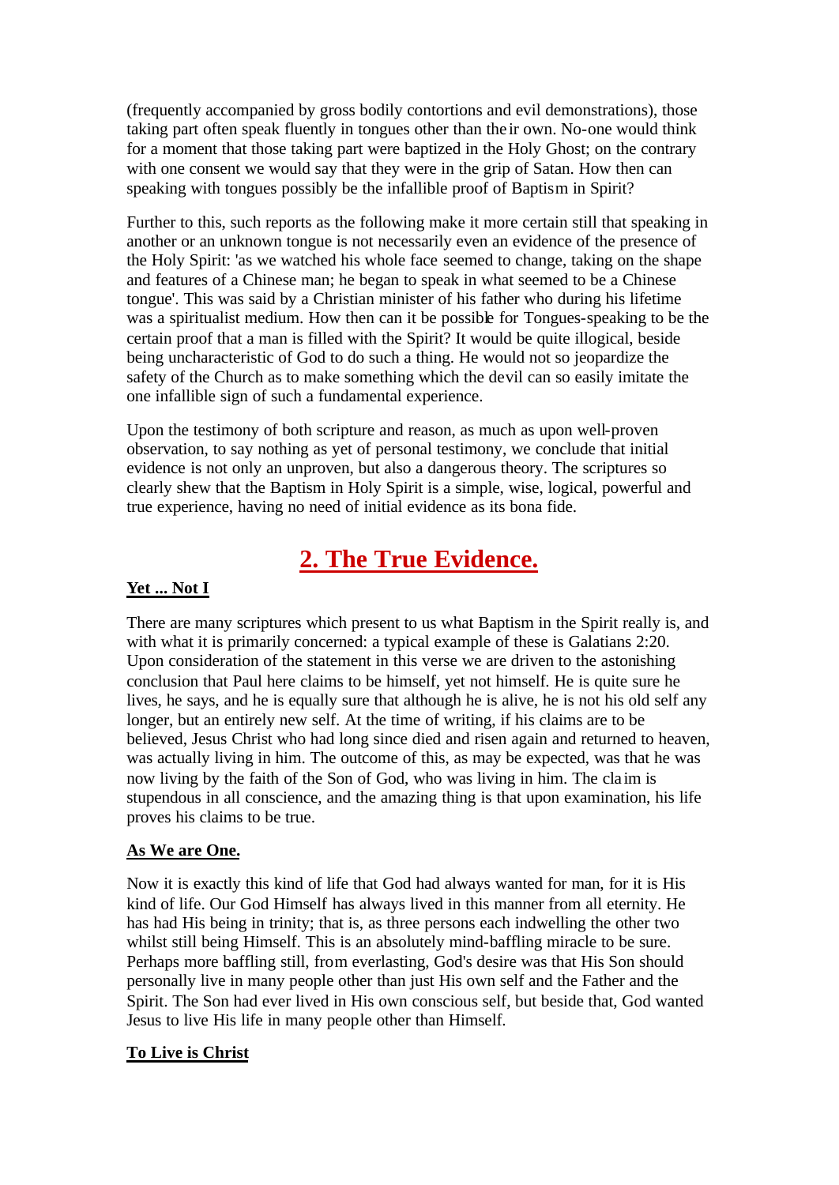(frequently accompanied by gross bodily contortions and evil demonstrations), those taking part often speak fluently in tongues other than their own. No-one would think for a moment that those taking part were baptized in the Holy Ghost; on the contrary with one consent we would say that they were in the grip of Satan. How then can speaking with tongues possibly be the infallible proof of Baptism in Spirit?

Further to this, such reports as the following make it more certain still that speaking in another or an unknown tongue is not necessarily even an evidence of the presence of the Holy Spirit: 'as we watched his whole face seemed to change, taking on the shape and features of a Chinese man; he began to speak in what seemed to be a Chinese tongue'. This was said by a Christian minister of his father who during his lifetime was a spiritualist medium. How then can it be possible for Tongues-speaking to be the certain proof that a man is filled with the Spirit? It would be quite illogical, beside being uncharacteristic of God to do such a thing. He would not so jeopardize the safety of the Church as to make something which the devil can so easily imitate the one infallible sign of such a fundamental experience.

Upon the testimony of both scripture and reason, as much as upon well-proven observation, to say nothing as yet of personal testimony, we conclude that initial evidence is not only an unproven, but also a dangerous theory. The scriptures so clearly shew that the Baptism in Holy Spirit is a simple, wise, logical, powerful and true experience, having no need of initial evidence as its bona fide.

## 2. The True Evidence.

### Yet ... Not I

There are many scriptures which present to us what Baptism in the Spirit really is, and with what it is primarily concerned: a typical example of these is Galatians 2:20. Upon consideration of the statement in this verse we are driven to the astonishing conclusion that Paul here claims to be himself, yet not himself. He is quite sure he lives, he says, and he is equally sure that although he is alive, he is not his old self any longer, but an entirely new self. At the time of writing, if his claims are to be believed, Jesus Christ who had long since died and risen again and returned to heaven, was actually living in him. The outcome of this, as may be expected, was that he was now living by the faith of the Son of God, who was living in him. The claim is stupendous in all conscience, and the amazing thing is that upon examination, his life proves his claims to be true.

### As We are One.

Now it is exactly this kind of life that God had always wanted for man, for it is His kind of life. Our God Himself has always lived in this manner from all eternity. He has had His being in trinity; that is, as three persons each indwelling the other two whilst still being Himself. This is an absolutely mind-baffling miracle to be sure. Perhaps more baffling still, from everlasting, God's desire was that His Son should personally live in many people other than just His own self and the Father and the Spirit. The Son had ever lived in His own conscious self, but beside that, God wanted Jesus to live His life in many people other than Himself.

### To Live is Christ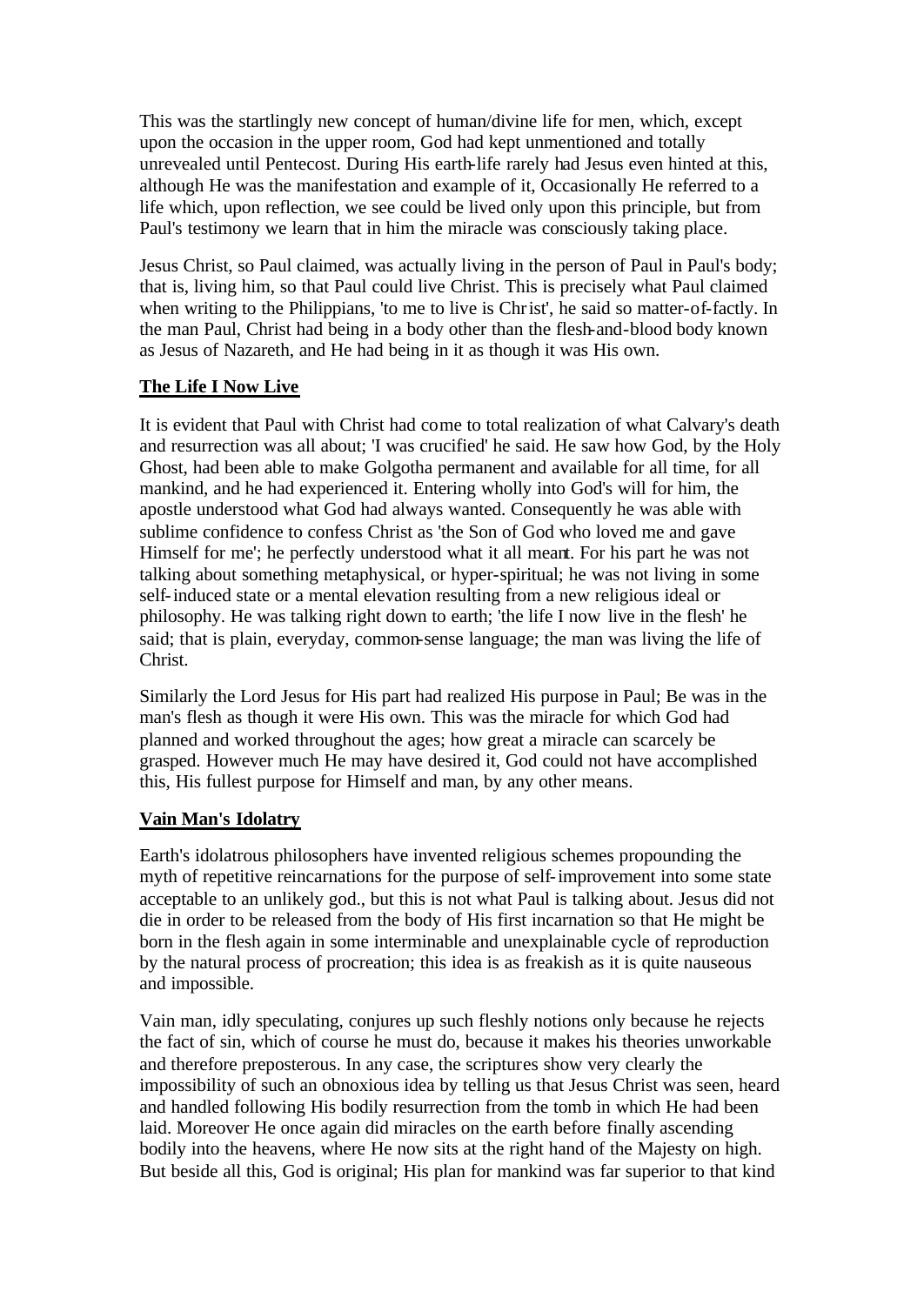This was the startlingly new concept of human/divine life for men, which, except upon the occasion in the upper room, God had kept unmentioned and totally unrevealed until Pentecost. During His earth-life rarely had Jesus even hinted at this, although He was the manifestation and example of it, Occasionally He referred to a life which, upon reflection, we see could be lived only upon this principle, but from Paul's testimony we learn that in him the miracle was consciously taking place.

Jesus Christ, so Paul claimed, was actually living in the person of Paul in Paul's body; that is, living him, so that Paul could live Christ. This is precisely what Paul claimed when writing to the Philippians, 'to me to live is Christ', he said so matter-of-factly. In the man Paul, Christ had being in a body other than the flesh-and-blood body known as Jesus of Nazareth, and He had being in it as though it was His own.

## The Life I Now Live

It is evident that Paul with Christ had come to total realization of what Calvary's death and resurrection was all about; 'I was crucified' he said. He saw how God, by the Holy Ghost, had been able to make Golgotha permanent and available for all time, for all mankind, and he had experienced it. Entering wholly into God's will for him, the apostle understood what God had always wanted. Consequently he was able with sublime confidence to confess Christ as 'the Son of God who loved me and gave Himself for me'; he perfectly understood what it all meant. For his part he was not talking about something metaphysical, or hyper-spiritual; he was not living in some self-induced state or a mental elevation resulting from a new religious ideal or philosophy. He was talking right down to earth; 'the life I now live in the flesh' he said; that is plain, everyday, common-sense language; the man was living the life of Christ.

Similarly the Lord Jesus for His part had realized His purpose in Paul; Be was in the man's flesh as though it were His own. This was the miracle for which God had planned and worked throughout the ages; how great a miracle can scarcely be grasped. However much He may have desired it, God could not have accomplished this, His fullest purpose for Himself and man, by any other means.

## Vain Man's Idolatry

Earth's idolatrous philosophers have invented religious schemes propounding the myth of repetitive reincarnations for the purpose of self-improvement into some state acceptable to an unlikely god., but this is not what Paul is talking about. Jesus did not die in order to be released from the body of His first incarnation so that He might be born in the flesh again in some interminable and unexplainable cycle of reproduction by the natural process of procreation; this idea is as freakish as it is quite nauseous and impossible.

Vain man, idly speculating, conjures up such fleshly notions only because he rejects the fact of sin, which of course he must do, because it makes his theories unworkable and therefore preposterous. In any case, the scriptures show very clearly the impossibility of such an obnoxious idea by telling us that Jesus Christ was seen, heard and handled following His bodily resurrection from the tomb in which He had been laid. Moreover He once again did miracles on the earth before finally ascending bodily into the heavens, where He now sits at the right hand of the Majesty on high. But beside all this, God is original; His plan for mankind was far superior to that kind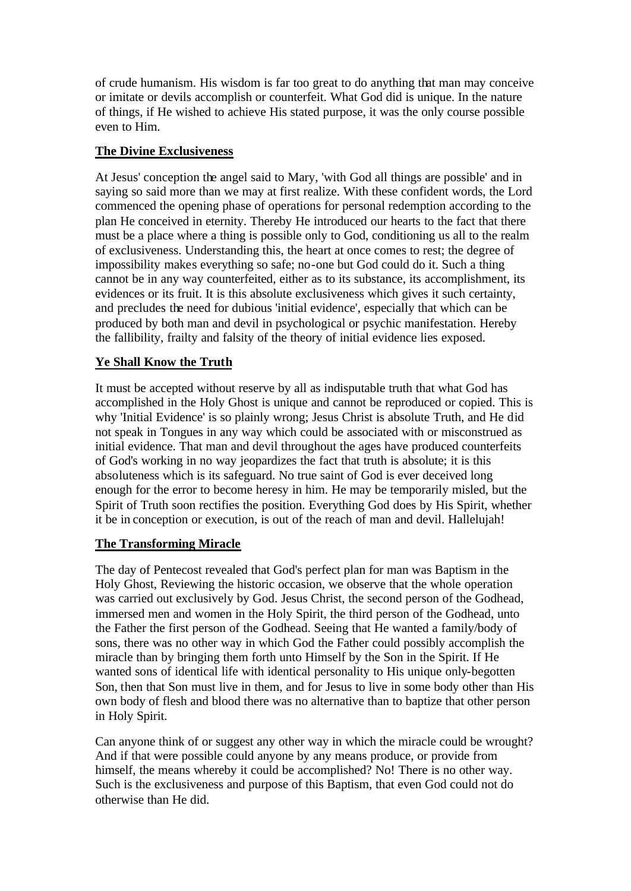of crude humanism. His wisdom is far too great to do anything that man may conceive or imitate or devils accomplish or counterfeit. What God did is unique. In the nature of things, if He wished to achieve His stated purpose, it was the only course possible even to Him.

## The Divine Exclusiveness

At Jesus' conception the angel said to Mary, 'with God all things are possible' and in saying so said more than we may at first realize. With these confident words, the Lord commenced the opening phase of operations for personal redemption according to the plan He conceived in eternity. Thereby He introduced our hearts to the fact that there must be a place where a thing is possible only to God, conditioning us all to the realm of exclusiveness. Understanding this, the heart at once comes to rest; the degree of impossibility makes everything so safe; no-one but God could do it. Such a thing cannot be in any way counterfeited, either as to its substance, its accomplishment, its evidences or its fruit. It is this absolute exclusiveness which gives it such certainty, and precludes the need for dubious 'initial evidence', especially that which can be produced by both man and devil in psychological or psychic manifestation. Hereby the fallibility, frailty and falsity of the theory of initial evidence lies exposed.

## Ye Shall Know the Truth

It must be accepted without reserve by all as indisputable truth that what God has accomplished in the Holy Ghost is unique and cannot be reproduced or copied. This is why 'Initial Evidence' is so plainly wrong; Jesus Christ is absolute Truth, and He did not speak in Tongues in any way which could be associated with or misconstrued as initial evidence. That man and devil throughout the ages have produced counterfeits of God's working in no way jeopardizes the fact that truth is absolute; it is this absoluteness which is its safeguard. No true saint of God is ever deceived long enough for the error to become heresy in him. He may be temporarily misled, but the Spirit of Truth soon rectifies the position. Everything God does by His Spirit, whether it be in conception or execution, is out of the reach of man and devil. Hallelujah!

## The Transforming Miracle

The day of Pentecost revealed that God's perfect plan for man was Baptism in the Holy Ghost, Reviewing the historic occasion, we observe that the whole operation was carried out exclusively by God. Jesus Christ, the second person of the Godhead, immersed men and women in the Holy Spirit, the third person of the Godhead, unto the Father the first person of the Godhead. Seeing that He wanted a family/body of sons, there was no other way in which God the Father could possibly accomplish the miracle than by bringing them forth unto Himself by the Son in the Spirit. If He wanted sons of identical life with identical personality to His unique only-begotten Son, then that Son must live in them, and for Jesus to live in some body other than His own body of flesh and blood there was no alternative than to baptize that other person in Holy Spirit.

Can anyone think of or suggest any other way in which the miracle could be wrought? And if that were possible could anyone by any means produce, or provide from himself, the means whereby it could be accomplished? No! There is no other way. Such is the exclusiveness and purpose of this Baptism, that even God could not do otherwise than He did.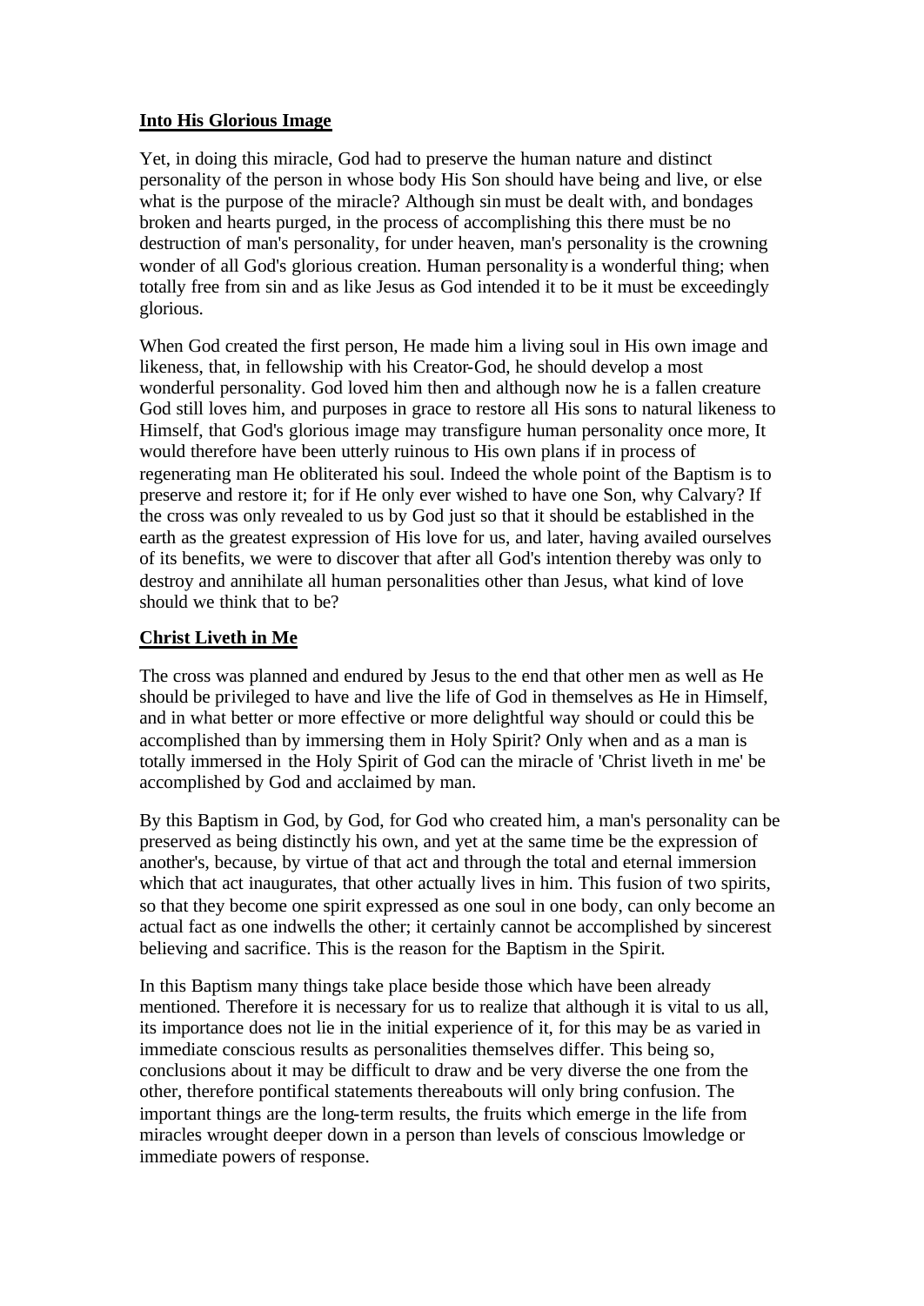## Into His Glorious Image

Yet, in doing this miracle, God had to preserve the human nature and distinct personality of the person in whose body His Son should have being and live, or else what is the purpose of the miracle? Although sin must be dealt with, and bondages broken and hearts purged, in the process of accomplishing this there must be no destruction of man's personality, for under heaven, man's personality is the crowning wonder of all God's glorious creation. Human personality is a wonderful thing; when totally free from sin and as like Jesus as God intended it to be it must be exceedingly glorious.

When God created the first person, He made him a living soul in His own image and likeness, that, in fellowship with his Creator-God, he should develop a most wonderful personality. God loved him then and although now he is a fallen creature God still loves him, and purposes in grace to restore all His sons to natural likeness to Himself, that God's glorious image may transfigure human personality once more, It would therefore have been utterly ruinous to His own plans if in process of regenerating man He obliterated his soul. Indeed the whole point of the Baptism is to preserve and restore it; for if He only ever wished to have one Son, why Calvary? If the cross was only revealed to us by God just so that it should be established in the earth as the greatest expression of His love for us, and later, having availed ourselves of its benefits, we were to discover that after all God's intention thereby was only to destroy and annihilate all human personalities other than Jesus, what kind of love should we think that to be?

## Christ Liveth in Me

The cross was planned and endured by Jesus to the end that other men as well as He should be privileged to have and live the life of God in themselves as He in Himself, and in what better or more effective or more delightful way should or could this be accomplished than by immersing them in Holy Spirit? Only when and as a man is totally immersed in the Holy Spirit of God can the miracle of 'Christ liveth in me' be accomplished by God and acclaimed by man.

By this Baptism in God, by God, for God who created him, a man's personality can be preserved as being distinctly his own, and yet at the same time be the expression of another's, because, by virtue of that act and through the total and eternal immersion which that act inaugurates, that other actually lives in him. This fusion of two spirits, so that they become one spirit expressed as one soul in one body, can only become an actual fact as one indwells the other; it certainly cannot be accomplished by sincerest believing and sacrifice. This is the reason for the Baptism in the Spirit.

In this Baptism many things take place beside those which have been already mentioned. Therefore it is necessary for us to realize that although it is vital to us all, its importance does not lie in the initial experience of it, for this may be as varied in immediate conscious results as personalities themselves differ. This being so, conclusions about it may be difficult to draw and be very diverse the one from the other, therefore pontifical statements thereabouts will only bring confusion. The important things are the long-term results, the fruits which emerge in the life from miracles wrought deeper down in a person than levels of conscious lmowledge or immediate powers of response.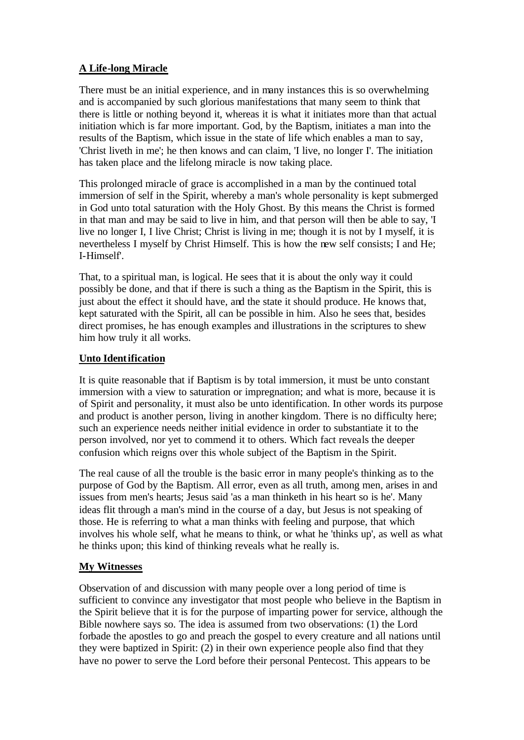**A Life-long Miracle**

There must be an initial experience, and in many instances this is so overwhelming and is accompanied by such glorious manifestations that many seem to think that there is little or nothing beyond it, whereas it is what it initiates more than that actual initiation which is far more important. God, by the Baptism, initiates a man into the results of the Baptism, which issue in the state of life which enables a man to say, 'Christ liveth in me'; he then knows and can claim, 'I live, no longer I'. The initiation has taken place and the lifelong miracle is now taking place.

This prolonged miracle of grace is accomplished in a man by the continued total immersion of self in the Spirit, whereby a man's whole personality is kept submerged in God unto total saturation with the Holy Ghost. By this means the Christ is formed in that man and may be said to live in him, and that person will then be able to say, 'I live no longer I, I live Christ; Christ is living in me; though it is not by I myself, it is nevertheless I myself by Christ Himself. This is how the new self consists; I and He; I-Himself'.

That, to a spiritual man, is logical. He sees that it is about the only way it could possibly be done, and that if there is such a thing as the Baptism in the Spirit, this is just about the effect it should have, and the state it should produce. He knows that, kept saturated with the Spirit, all can be possible in him. Also he sees that, besides direct promises, he has enough examples and illustrations in the scriptures to shew him how truly it all works.

**Unto Identification**

It is quite reasonable that if Baptism is by total immersion, it must be unto constant immersion with a view to saturation or impregnation; and what is more, because it is of Spirit and personality, it must also be unto identification. In other words its purpose and product is another person, living in another kingdom. There is no difficulty here; such an experience needs neither initial evidence in order to substantiate it to the person involved, nor yet to commend it to others. Which fact reveals the deeper confusion which reigns over this whole subject of the Baptism in the Spirit.

The real cause of all the trouble is the basic error in many people's thinking as to the purpose of God by the Baptism. All error, even as all truth, among men, arises in and issues from men's hearts; Jesus said 'as a man thinketh in his heart so is he'. Many ideas flit through a man's mind in the course of a day, but Jesus is not speaking of those. He is referring to what a man thinks with feeling and purpose, that which involves his whole self, what he means to think, or what he 'thinks up', as well as what he thinks upon; this kind of thinking reveals what he really is.

**My Witnesses**

Observation of and discussion with many people over a long period of time is sufficient to convince any investigator that most people who believe in the Baptism in the Spirit believe that it is for the purpose of imparting power for service, although the Bible nowhere says so. The idea is assumed from two observations: (1) the Lord forbade the apostles to go and preach the gospel to every creature and all nations until they were baptized in Spirit: (2) in their own experience people also find that they have no power to serve the Lord before their personal Pentecost. This appears to be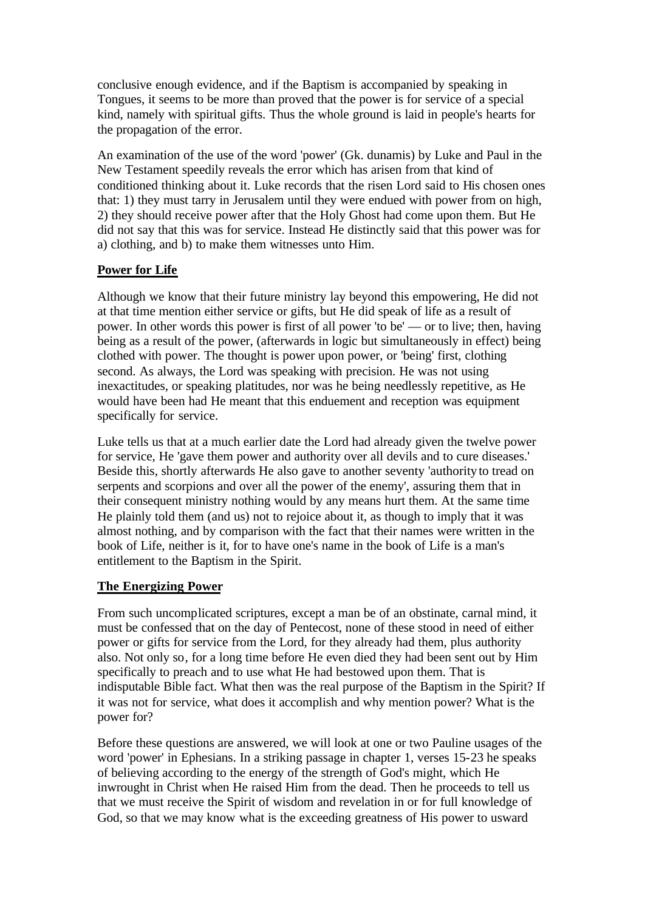conclusive enough evidence, and if the Baptism is accompanied by speaking in Tongues, it seems to be more than proved that the power is for service of a special kind, namely with spiritual gifts. Thus the whole ground is laid in people's hearts for the propagation of the error.

An examination of the use of the word 'power' (Gk. dunamis) by Luke and Paul in the New Testament speedily reveals the error which has arisen from that kind of conditioned thinking about it. Luke records that the risen Lord said to His chosen ones that: 1) they must tarry in Jerusalem until they were endued with power from on high, 2) they should receive power after that the Holy Ghost had come upon them. But He did not say that this was for service. Instead He distinctly said that this power was for a) clothing, and b) to make them witnesses unto Him.

## **Power for Life**

Although we know that their future ministry lay beyond this empowering, He did not at that time mention either service or gifts, but He did speak of life as a result of power. In other words this power is first of all power 'to be' — or to live; then, having being as a result of the power, (afterwards in logic but simultaneously in effect) being clothed with power. The thought is power upon power, or 'being' first, clothing second. As always, the Lord was speaking with precision. He was not using inexactitudes, or speaking platitudes, nor was he being needlessly repetitive, as He would have been had He meant that this enduement and reception was equipment specifically for service.

Luke tells us that at a much earlier date the Lord had already given the twelve power for service, He 'gave them power and authority over all devils and to cure diseases.' Beside this, shortly afterwards He also gave to another seventy 'authority to tread on serpents and scorpions and over all the power of the enemy', assuring them that in their consequent ministry nothing would by any means hurt them. At the same time He plainly told them (and us) not to rejoice about it, as though to imply that it was almost nothing, and by comparison with the fact that their names were written in the book of Life, neither is it, for to have one's name in the book of Life is a man's entitlement to the Baptism in the Spirit.

## **The Energizing Power**

From such uncomplicated scriptures, except a man be of an obstinate, carnal mind, it must be confessed that on the day of Pentecost, none of these stood in need of either power or gifts for service from the Lord, for they already had them, plus authority also. Not only so, for a long time before He even died they had been sent out by Him specifically to preach and to use what He had bestowed upon them. That is indisputable Bible fact. What then was the real purpose of the Baptism in the Spirit? If it was not for service, what does it accomplish and why mention power? What is the power for?

Before these questions are answered, we will look at one or two Pauline usages of the word 'power' in Ephesians. In a striking passage in chapter 1, verses 15-23 he speaks of believing according to the energy of the strength of God's might, which He inwrought in Christ when He raised Him from the dead. Then he proceeds to tell us that we must receive the Spirit of wisdom and revelation in or for full knowledge of God, so that we may know what is the exceeding greatness of His power to usward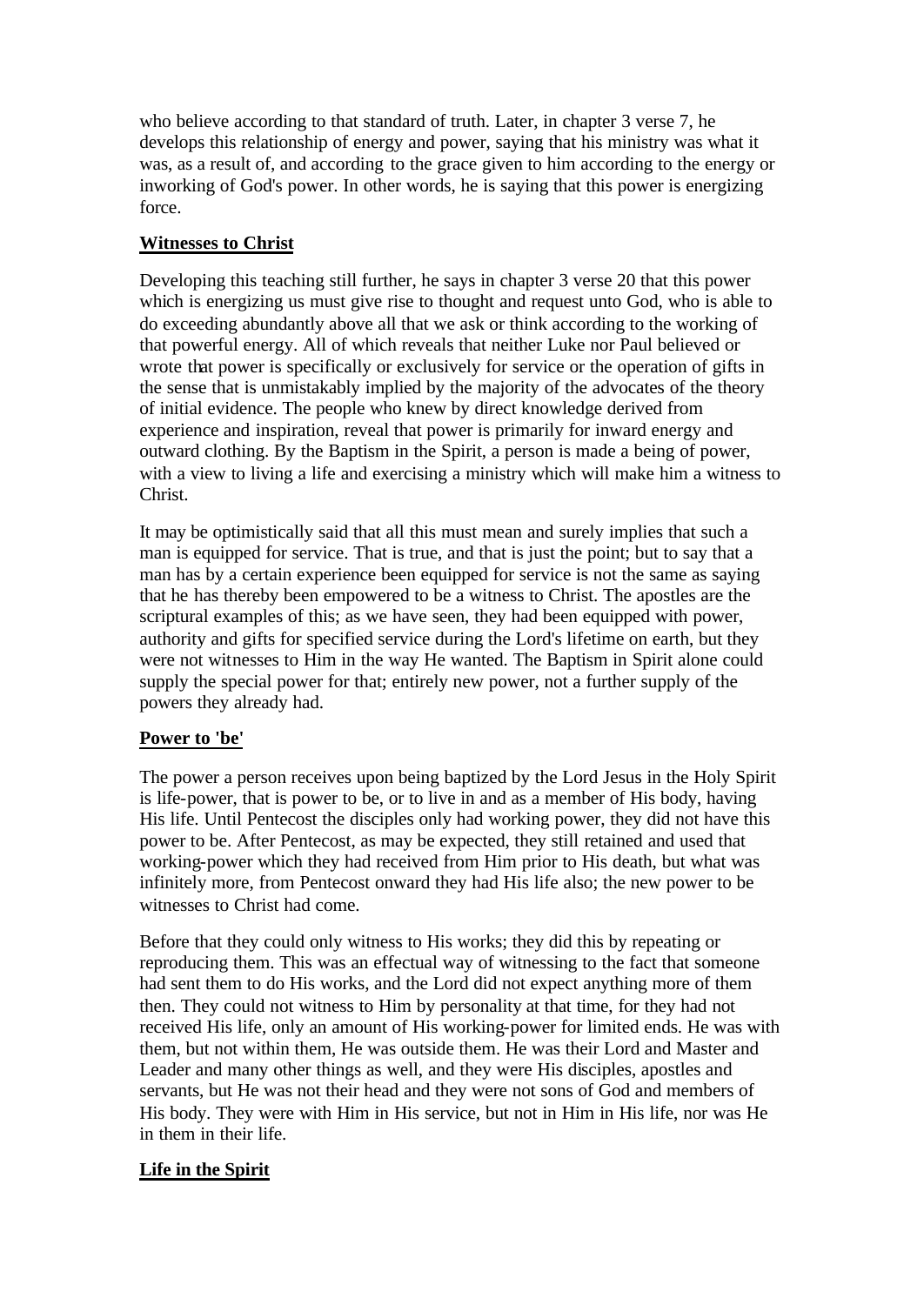who believe according to that standard of truth. Later, in chapter 3 verse 7, he develops this relationship of energy and power, saying that his ministry was what it was, as a result of, and according to the grace given to him according to the energy or inworking of God's power. In other words, he is saying that this power is energizing force.

**Witnesses to Christ**

Developing this teaching still further, he says in chapter 3 verse 20 that this power which is energizing us must give rise to thought and request unto God, who is able to do exceeding abundantly above all that we ask or think according to the working of that powerful energy. All of which reveals that neither Luke nor Paul believed or wrote that power is specifically or exclusively for service or the operation of gifts in the sense that is unmistakably implied by the majority of the advocates of the theory of initial evidence. The people who knew by direct knowledge derived from experience and inspiration, reveal that power is primarily for inward energy and outward clothing. By the Baptism in the Spirit, a person is made a being of power, with a view to living a life and exercising a ministry which will make him a witness to Christ.

It may be optimistically said that all this must mean and surely implies that such a man is equipped for service. That is true, and that is just the point; but to say that a man has by a certain experience been equipped for service is not the same as saying that he has thereby been empowered to be a witness to Christ. The apostles are the scriptural examples of this; as we have seen, they had been equipped with power, authority and gifts for specified service during the Lord's lifetime on earth, but they were not witnesses to Him in the way He wanted. The Baptism in Spirit alone could supply the special power for that; entirely new power, not a further supply of the powers they already had.

**Power to 'be'**

The power a person receives upon being baptized by the Lord Jesus in the Holy Spirit is life-power, that is power to be, or to live in and as a member of His body, having His life. Until Pentecost the disciples only had working power, they did not have this power to be. After Pentecost, as may be expected, they still retained and used that working-power which they had received from Him prior to His death, but what was infinitely more, from Pentecost onward they had His life also; the new power to be witnesses to Christ had come.

Before that they could only witness to His works; they did this by repeating or reproducing them. This was an effectual way of witnessing to the fact that someone had sent them to do His works, and the Lord did not expect anything more of them then. They could not witness to Him by personality at that time, for they had not received His life, only an amount of His working-power for limited ends. He was with them, but not within them, He was outside them. He was their Lord and Master and Leader and many other things as well, and they were His disciples, apostles and servants, but He was not their head and they were not sons of God and members of His body. They were with Him in His service, but not in Him in His life, nor was He in them in their life.

**Life in the Spirit**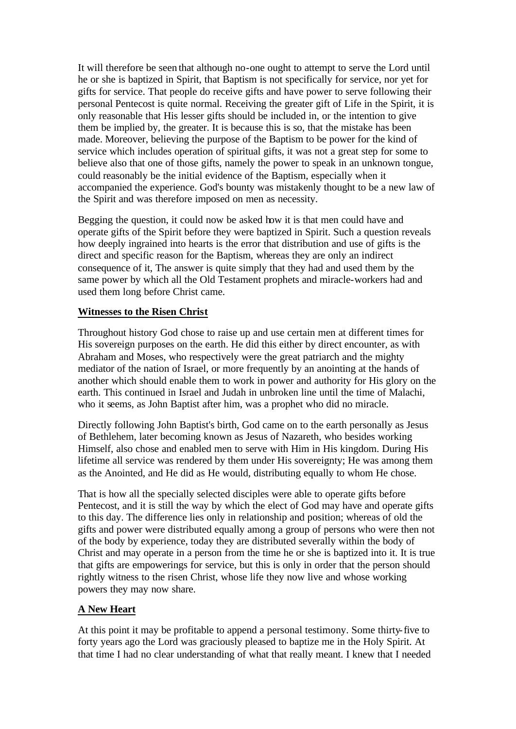It will therefore be seen that although no-one ought to attempt to serve the Lord until he or she is baptized in Spirit, that Baptism is not specifically for service, nor yet for gifts for service. That people do receive gifts and have power to serve following their personal Pentecost is quite normal. Receiving the greater gift of Life in the Spirit, it is only reasonable that His lesser gifts should be included in, or the intention to give them be implied by, the greater. It is because this is so, that the mistake has been made. Moreover, believing the purpose of the Baptism to be power for the kind of service which includes operation of spiritual gifts, it was not a great step for some to believe also that one of those gifts, namely the power to speak in an unknown tongue, could reasonably be the initial evidence of the Baptism, especially when it accompanied the experience. God's bounty was mistakenly thought to be a new law of the Spirit and was therefore imposed on men as necessity.

Begging the question, it could now be asked how it is that men could have and operate gifts of the Spirit before they were baptized in Spirit. Such a question reveals how deeply ingrained into hearts is the error that distribution and use of gifts is the direct and specific reason for the Baptism, whereas they are only an indirect consequence of it, The answer is quite simply that they had and used them by the same power by which all the Old Testament prophets and miracle-workers had and used them long before Christ came.

## Witnesses to the Risen Christ

Throughout history God chose to raise up and use certain men at different times for His sovereign purposes on the earth. He did this either by direct encounter, as with Abraham and Moses, who respectively were the great patriarch and the mighty mediator of the nation of Israel, or more frequently by an anointing at the hands of another which should enable them to work in power and authority for His glory on the earth. This continued in Israel and Judah in unbroken line until the time of Malachi, who it seems, as John Baptist after him, was a prophet who did no miracle.

Directly following John Baptist's birth, God came on to the earth personally as Jesus of Bethlehem, later becoming known as Jesus of Nazareth, who besides working Himself, also chose and enabled men to serve with Him in His kingdom. During His lifetime all service was rendered by them under His sovereignty; He was among them as the Anointed, and He did as He would, distributing equally to whom He chose.

That is how all the specially selected disciples were able to operate gifts before Pentecost, and it is still the way by which the elect of God may have and operate gifts to this day. The difference lies only in relationship and position; whereas of old the gifts and power were distributed equally among a group of persons who were then not of the body by experience, today they are distributed severally within the body of Christ and may operate in a person from the time he or she is baptized into it. It is true that gifts are empowerings for service, but this is only in order that the person should rightly witness to the risen Christ, whose life they now live and whose working powers they may now share.

## A New Heart

At this point it may be profitable to append a personal testimony. Some thirty-five to forty years ago the Lord was graciously pleased to baptize me in the Holy Spirit. At that time I had no clear understanding of what that really meant. I knew that I needed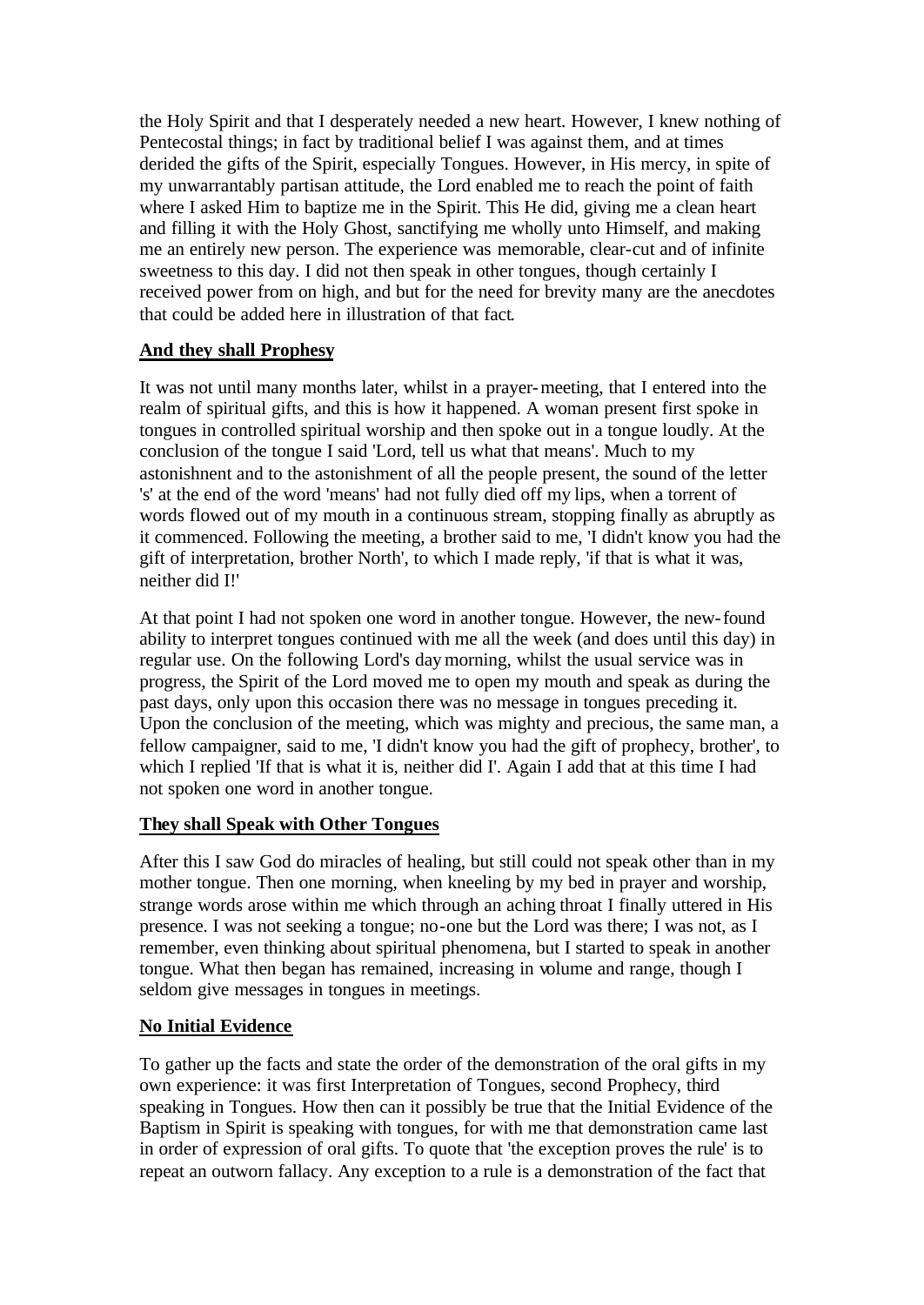the Holy Spirit and that I desperately needed a new heart. However, I knew nothing of Pentecostal things; in fact by traditional belief I was against them, and at times derided the gifts of the Spirit, especially Tongues. However, in His mercy, in spite of my unwarrantably partisan attitude, the Lord enabled me to reach the point of faith where I asked Him to baptize me in the Spirit. This He did, giving me a clean heart and filling it with the Holy Ghost, sanctifying me wholly unto Himself, and making me an entirely new person. The experience was memorable, clear-cut and of infinite sweetness to this day. I did not then speak in other tongues, though certainly I received power from on high, and but for the need for brevity many are the anecdotes that could be added here in illustration of that fact.

**And they shall Prophesy**

It was not until many months later, whilst in a prayer-meeting, that I entered into the realm of spiritual gifts, and this is how it happened. A woman present first spoke in tongues in controlled spiritual worship and then spoke out in a tongue loudly. At the conclusion of the tongue I said 'Lord, tell us what that means'. Much to my astonishnent and to the astonishment of all the people present, the sound of the letter 's' at the end of the word 'means' had not fully died off my lips, when a torrent of words flowed out of my mouth in a continuous stream, stopping finally as abruptly as it commenced. Following the meeting, a brother said to me, 'I didn't know you had the gift of interpretation, brother North', to which I made reply, 'if that is what it was, neither did I!'

At that point I had not spoken one word in another tongue. However, the new-found ability to interpret tongues continued with me all the week (and does until this day) in regular use. On the following Lord's day morning, whilst the usual service was in progress, the Spirit of the Lord moved me to open my mouth and speak as during the past days, only upon this occasion there was no message in tongues preceding it. Upon the conclusion of the meeting, which was mighty and precious, the same man, a fellow campaigner, said to me, 'I didn't know you had the gift of prophecy, brother', to which I replied 'If that is what it is, neither did I'. Again I add that at this time I had not spoken one word in another tongue.

**They shall Speak with Other Tongues**

After this I saw God do miracles of healing, but still could not speak other than in my mother tongue. Then one morning, when kneeling by my bed in prayer and worship, strange words arose within me which through an aching throat I finally uttered in His presence. I was not seeking a tongue; no-one but the Lord was there; I was not, as I remember, even thinking about spiritual phenomena, but I started to speak in another tongue. What then began has remained, increasing in volume and range, though I seldom give messages in tongues in meetings.

**No Initial Evidence**

To gather up the facts and state the order of the demonstration of the oral gifts in my own experience: it was first Interpretation of Tongues, second Prophecy, third speaking in Tongues. How then can it possibly be true that the Initial Evidence of the Baptism in Spirit is speaking with tongues, for with me that demonstration came last in order of expression of oral gifts. To quote that 'the exception proves the rule' is to repeat an outworn fallacy. Any exception to a rule is a demonstration of the fact that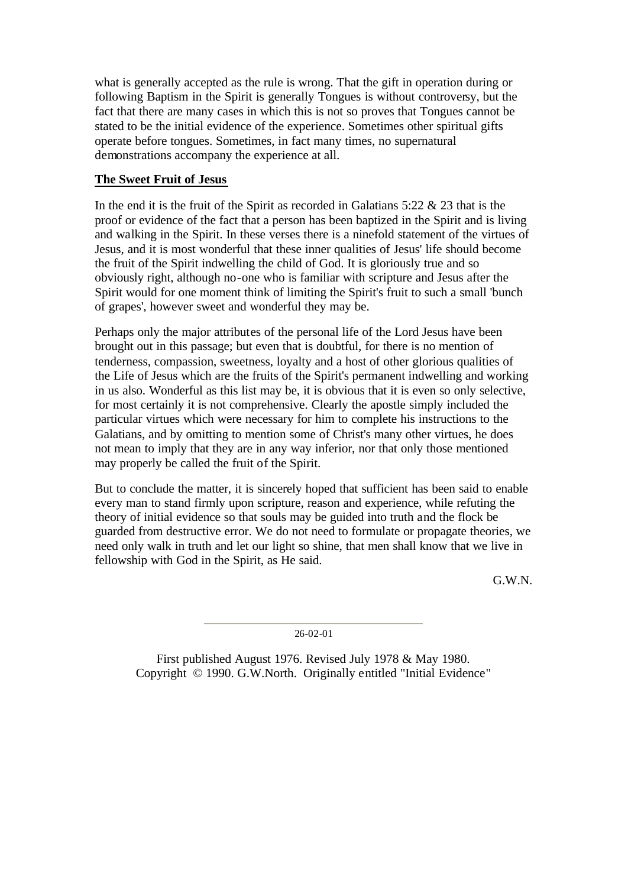what is generally accepted as the rule is wrong. That the gift in operation during or following Baptism in the Spirit is generally Tongues is without controversy, but the fact that there are many cases in which this is not so proves that Tongues cannot be stated to be the initial evidence of the experience. Sometimes other spiritual gifts operate before tongues. Sometimes, in fact many times, no supernatural demonstrations accompany the experience at all.

**The Sweet Fruit of Jesus**

In the end it is the fruit of the Spirit as recorded in Galatians 5:22 & 23 that is the proof or evidence of the fact that a person has been baptized in the Spirit and is living and walking in the Spirit. In these verses there is a ninefold statement of the virtues of Jesus, and it is most wonderful that these inner qualities of Jesus' life should become the fruit of the Spirit indwelling the child of God. It is gloriously true and so obviously right, although no-one who is familiar with scripture and Jesus after the Spirit would for one moment think of limiting the Spirit's fruit to such a small 'bunch of grapes', however sweet and wonderful they may be.

Perhaps only the major attributes of the personal life of the Lord Jesus have been brought out in this passage; but even that is doubtful, for there is no mention of tenderness, compassion, sweetness, loyalty and a host of other glorious qualities of the Life of Jesus which are the fruits of the Spirit's permanent indwelling and working in us also. Wonderful as this list may be, it is obvious that it is even so only selective, for most certainly it is not comprehensive. Clearly the apostle simply included the particular virtues which were necessary for him to complete his instructions to the Galatians, and by omitting to mention some of Christ's many other virtues, he does not mean to imply that they are in any way inferior, nor that only those mentioned may properly be called the fruit of the Spirit.

But to conclude the matter, it is sincerely hoped that sufficient has been said to enable every man to stand firmly upon scripture, reason and experience, while refuting the theory of initial evidence so that souls may be guided into truth and the flock be guarded from destructive error. We do not need to formulate or propagate theories, we need only walk in truth and let our light so shine, that men shall know that we live in fellowship with God in the Spirit, as He said.

G.W.N.

---

26-02-01

First published August 1976. Revised July 1978 & May 1980.
Copyright © 1990. G.W.North. Originally entitled "Initial Evidence"